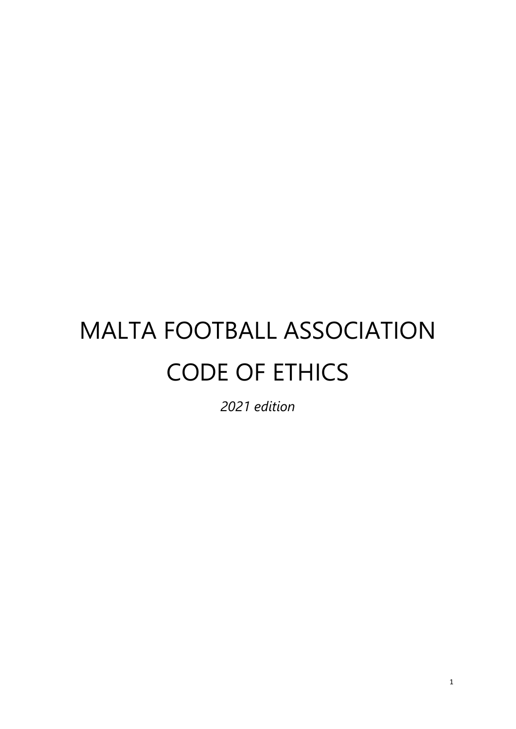# MALTA FOOTBALL ASSOCIATION
# CODE OF ETHICS

*2021 edition*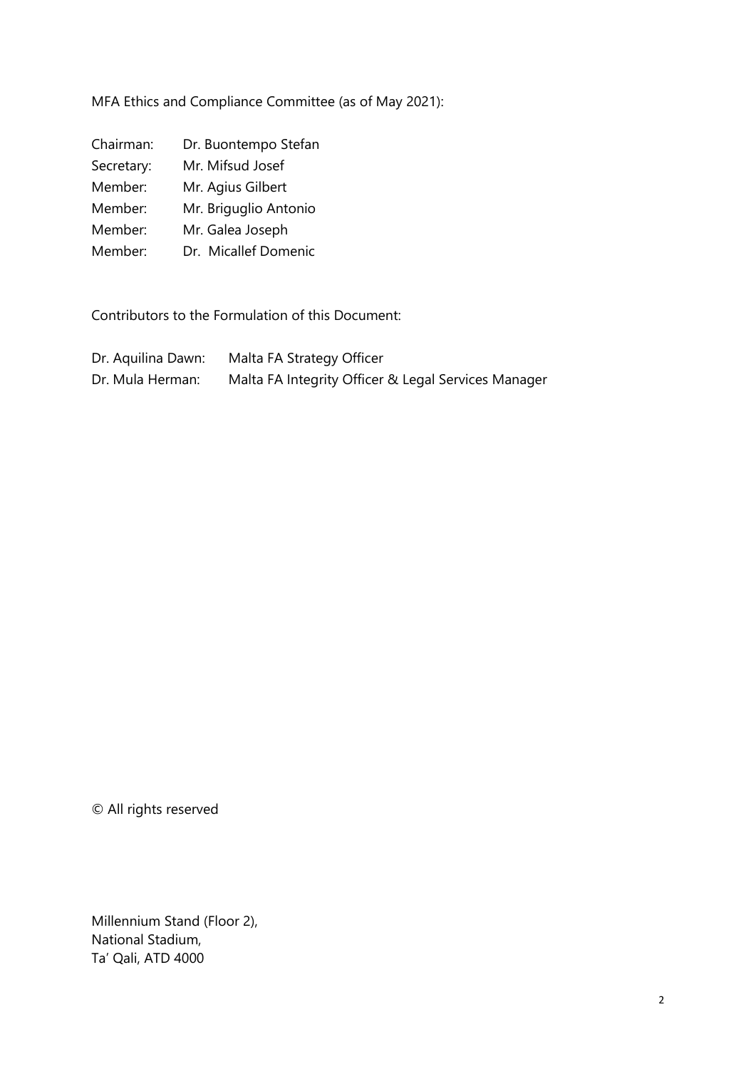MFA Ethics and Compliance Committee (as of May 2021):

| | |
|---|---|
| Chairman: | Dr. Buontempo Stefan |
| Secretary: | Mr. Mifsud Josef |
| Member: | Mr. Agius Gilbert |
| Member: | Mr. Briguglio Antonio |
| Member: | Mr. Galea Joseph |
| Member: | Dr. Micallef Domenic |

Contributors to the Formulation of this Document:

| | |
|---|---|
| Dr. Aquilina Dawn: | Malta FA Strategy Officer |
| Dr. Mula Herman: | Malta FA Integrity Officer & Legal Services Manager |

© All rights reserved

Millennium Stand (Floor 2),
National Stadium,
Ta' Qali, ATD 4000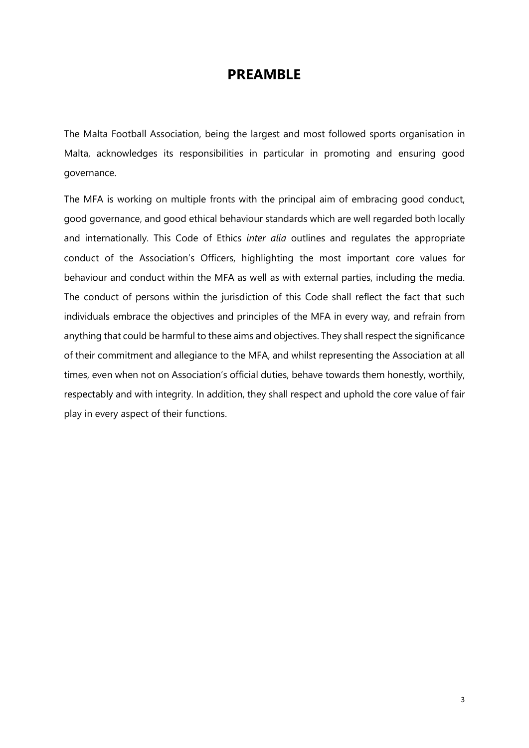# PREAMBLE

The Malta Football Association, being the largest and most followed sports organisation in Malta, acknowledges its responsibilities in particular in promoting and ensuring good governance.

The MFA is working on multiple fronts with the principal aim of embracing good conduct, good governance, and good ethical behaviour standards which are well regarded both locally and internationally. This Code of Ethics *inter alia* outlines and regulates the appropriate conduct of the Association's Officers, highlighting the most important core values for behaviour and conduct within the MFA as well as with external parties, including the media. The conduct of persons within the jurisdiction of this Code shall reflect the fact that such individuals embrace the objectives and principles of the MFA in every way, and refrain from anything that could be harmful to these aims and objectives. They shall respect the significance of their commitment and allegiance to the MFA, and whilst representing the Association at all times, even when not on Association's official duties, behave towards them honestly, worthily, respectably and with integrity. In addition, they shall respect and uphold the core value of fair play in every aspect of their functions.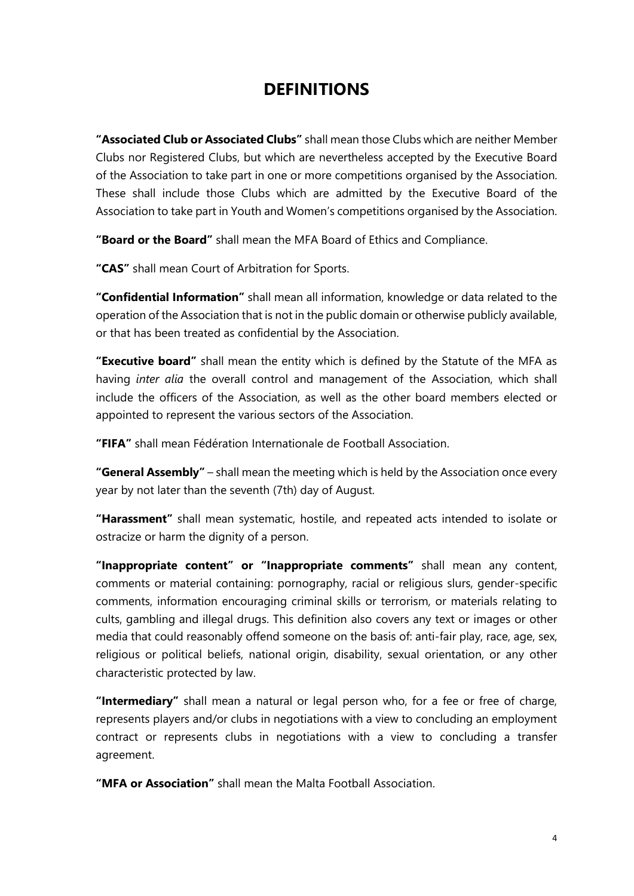# DEFINITIONS

**"Associated Club or Associated Clubs"** shall mean those Clubs which are neither Member Clubs nor Registered Clubs, but which are nevertheless accepted by the Executive Board of the Association to take part in one or more competitions organised by the Association. These shall include those Clubs which are admitted by the Executive Board of the Association to take part in Youth and Women's competitions organised by the Association.

**"Board or the Board"** shall mean the MFA Board of Ethics and Compliance.

**"CAS"** shall mean Court of Arbitration for Sports.

**"Confidential Information"** shall mean all information, knowledge or data related to the operation of the Association that is not in the public domain or otherwise publicly available, or that has been treated as confidential by the Association.

**"Executive board"** shall mean the entity which is defined by the Statute of the MFA as having *inter alia* the overall control and management of the Association, which shall include the officers of the Association, as well as the other board members elected or appointed to represent the various sectors of the Association.

**"FIFA"** shall mean Fédération Internationale de Football Association.

**"General Assembly"** – shall mean the meeting which is held by the Association once every year by not later than the seventh (7th) day of August.

**"Harassment"** shall mean systematic, hostile, and repeated acts intended to isolate or ostracize or harm the dignity of a person.

**"Inappropriate content" or "Inappropriate comments"** shall mean any content, comments or material containing: pornography, racial or religious slurs, gender-specific comments, information encouraging criminal skills or terrorism, or materials relating to cults, gambling and illegal drugs. This definition also covers any text or images or other media that could reasonably offend someone on the basis of: anti-fair play, race, age, sex, religious or political beliefs, national origin, disability, sexual orientation, or any other characteristic protected by law.

**"Intermediary"** shall mean a natural or legal person who, for a fee or free of charge, represents players and/or clubs in negotiations with a view to concluding an employment contract or represents clubs in negotiations with a view to concluding a transfer agreement.

**"MFA or Association"** shall mean the Malta Football Association.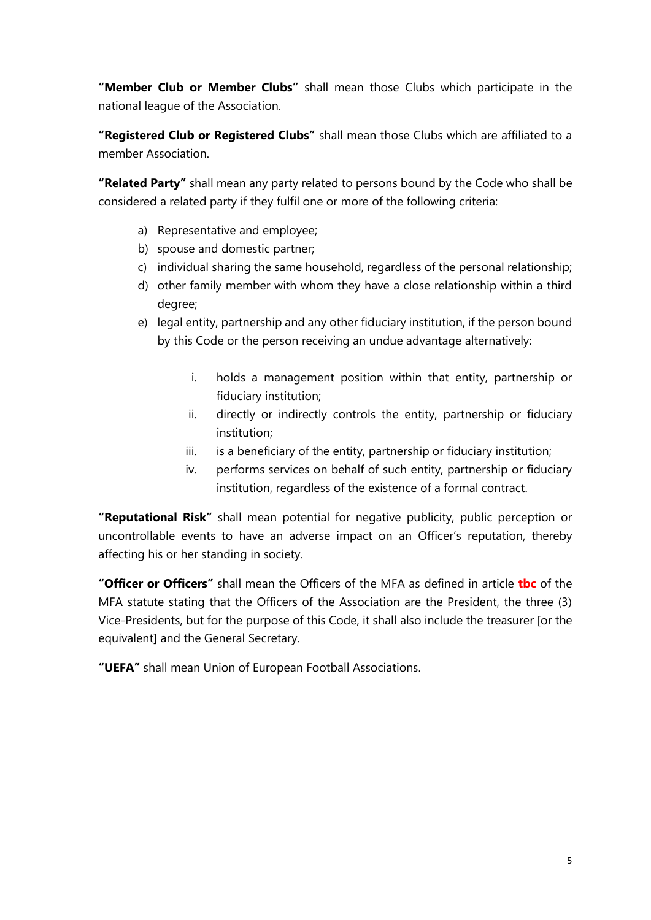**"Member Club or Member Clubs"** shall mean those Clubs which participate in the national league of the Association.

**"Registered Club or Registered Clubs"** shall mean those Clubs which are affiliated to a member Association.

**"Related Party"** shall mean any party related to persons bound by the Code who shall be considered a related party if they fulfil one or more of the following criteria:

a) Representative and employee;
b) spouse and domestic partner;
c) individual sharing the same household, regardless of the personal relationship;
d) other family member with whom they have a close relationship within a third degree;
e) legal entity, partnership and any other fiduciary institution, if the person bound by this Code or the person receiving an undue advantage alternatively:

    i. holds a management position within that entity, partnership or fiduciary institution;
    ii. directly or indirectly controls the entity, partnership or fiduciary institution;
    iii. is a beneficiary of the entity, partnership or fiduciary institution;
    iv. performs services on behalf of such entity, partnership or fiduciary institution, regardless of the existence of a formal contract.

**"Reputational Risk"** shall mean potential for negative publicity, public perception or uncontrollable events to have an adverse impact on an Officer's reputation, thereby affecting his or her standing in society.

**"Officer or Officers"** shall mean the Officers of the MFA as defined in article **tbc** of the MFA statute stating that the Officers of the Association are the President, the three (3) Vice-Presidents, but for the purpose of this Code, it shall also include the treasurer [or the equivalent] and the General Secretary.

**"UEFA"** shall mean Union of European Football Associations.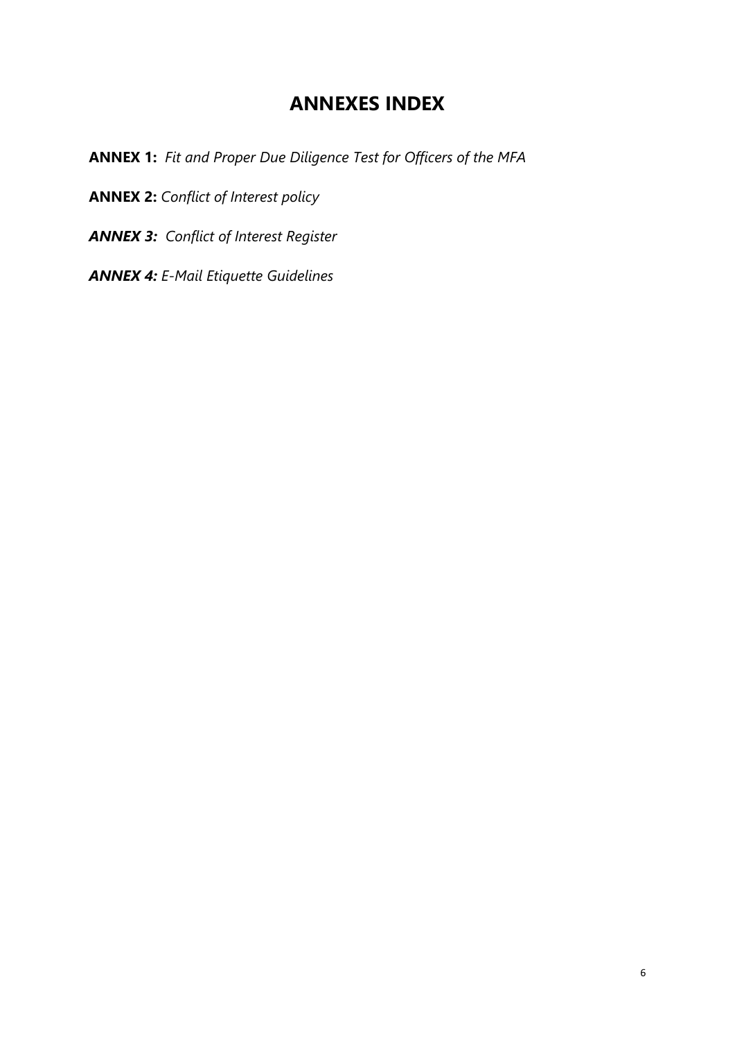# ANNEXES INDEX

**ANNEX 1:** *Fit and Proper Due Diligence Test for Officers of the MFA*

**ANNEX 2:** *Conflict of Interest policy*

***ANNEX 3:*** *Conflict of Interest Register*

***ANNEX 4:*** *E-Mail Etiquette Guidelines*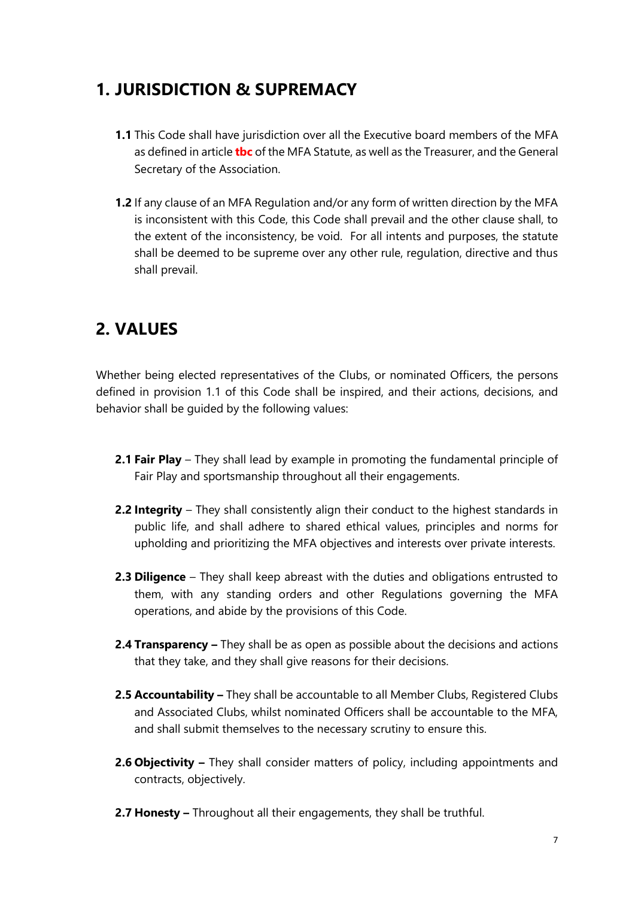## 1. JURISDICTION & SUPREMACY

**1.1** This Code shall have jurisdiction over all the Executive board members of the MFA as defined in article **tbc** of the MFA Statute, as well as the Treasurer, and the General Secretary of the Association.

**1.2** If any clause of an MFA Regulation and/or any form of written direction by the MFA is inconsistent with this Code, this Code shall prevail and the other clause shall, to the extent of the inconsistency, be void. For all intents and purposes, the statute shall be deemed to be supreme over any other rule, regulation, directive and thus shall prevail.

## 2. VALUES

Whether being elected representatives of the Clubs, or nominated Officers, the persons defined in provision 1.1 of this Code shall be inspired, and their actions, decisions, and behavior shall be guided by the following values:

**2.1 Fair Play** – They shall lead by example in promoting the fundamental principle of Fair Play and sportsmanship throughout all their engagements.

**2.2 Integrity** – They shall consistently align their conduct to the highest standards in public life, and shall adhere to shared ethical values, principles and norms for upholding and prioritizing the MFA objectives and interests over private interests.

**2.3 Diligence** – They shall keep abreast with the duties and obligations entrusted to them, with any standing orders and other Regulations governing the MFA operations, and abide by the provisions of this Code.

**2.4 Transparency –** They shall be as open as possible about the decisions and actions that they take, and they shall give reasons for their decisions.

**2.5 Accountability –** They shall be accountable to all Member Clubs, Registered Clubs and Associated Clubs, whilst nominated Officers shall be accountable to the MFA, and shall submit themselves to the necessary scrutiny to ensure this.

**2.6 Objectivity –** They shall consider matters of policy, including appointments and contracts, objectively.

**2.7 Honesty –** Throughout all their engagements, they shall be truthful.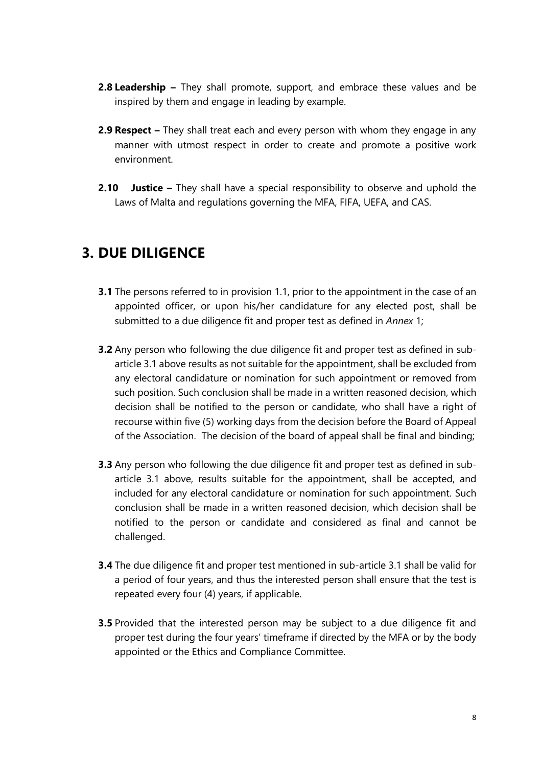**2.8 Leadership –** They shall promote, support, and embrace these values and be inspired by them and engage in leading by example.

**2.9 Respect –** They shall treat each and every person with whom they engage in any manner with utmost respect in order to create and promote a positive work environment.

**2.10 Justice –** They shall have a special responsibility to observe and uphold the Laws of Malta and regulations governing the MFA, FIFA, UEFA, and CAS.

# 3. DUE DILIGENCE

**3.1** The persons referred to in provision 1.1, prior to the appointment in the case of an appointed officer, or upon his/her candidature for any elected post, shall be submitted to a due diligence fit and proper test as defined in *Annex* 1;

**3.2** Any person who following the due diligence fit and proper test as defined in sub-article 3.1 above results as not suitable for the appointment, shall be excluded from any electoral candidature or nomination for such appointment or removed from such position. Such conclusion shall be made in a written reasoned decision, which decision shall be notified to the person or candidate, who shall have a right of recourse within five (5) working days from the decision before the Board of Appeal of the Association. The decision of the board of appeal shall be final and binding;

**3.3** Any person who following the due diligence fit and proper test as defined in sub-article 3.1 above, results suitable for the appointment, shall be accepted, and included for any electoral candidature or nomination for such appointment. Such conclusion shall be made in a written reasoned decision, which decision shall be notified to the person or candidate and considered as final and cannot be challenged.

**3.4** The due diligence fit and proper test mentioned in sub-article 3.1 shall be valid for a period of four years, and thus the interested person shall ensure that the test is repeated every four (4) years, if applicable.

**3.5** Provided that the interested person may be subject to a due diligence fit and proper test during the four years' timeframe if directed by the MFA or by the body appointed or the Ethics and Compliance Committee.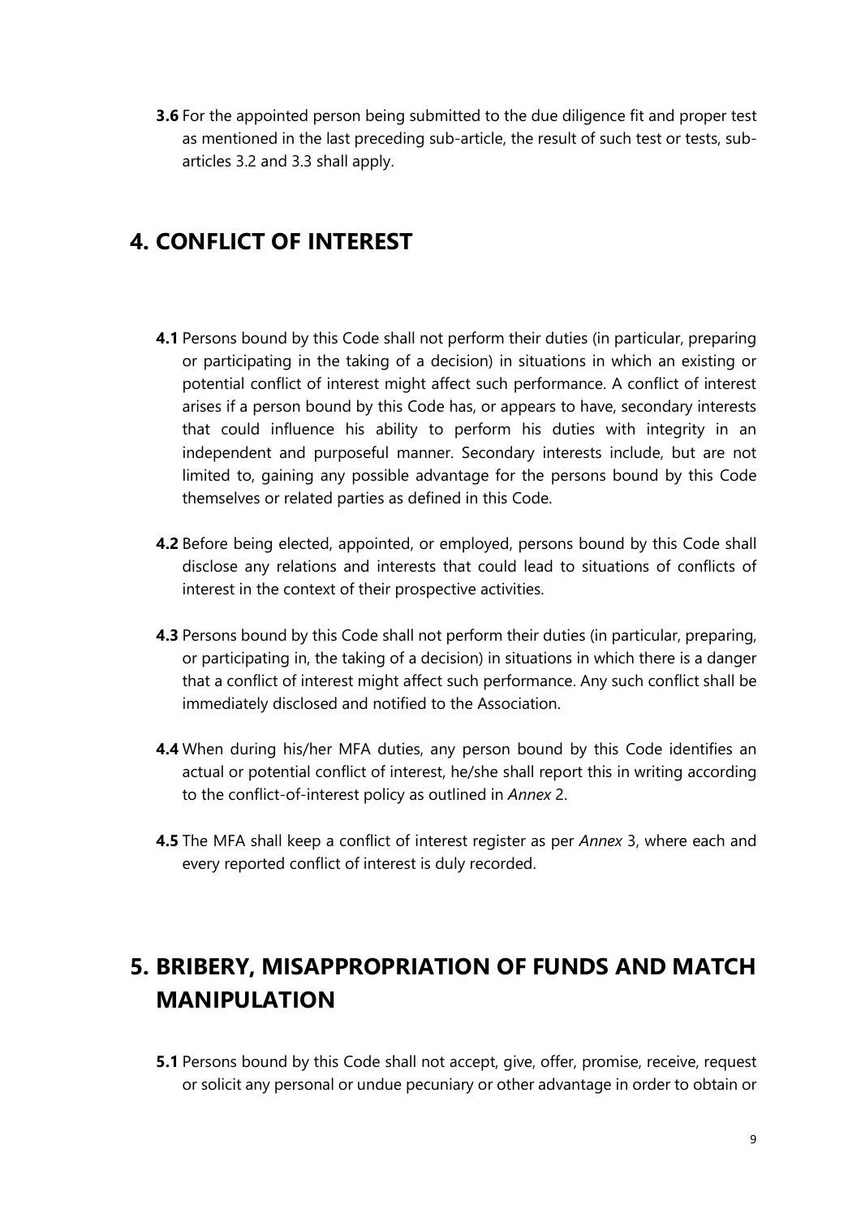**3.6** For the appointed person being submitted to the due diligence fit and proper test as mentioned in the last preceding sub-article, the result of such test or tests, sub-articles 3.2 and 3.3 shall apply.

## 4. CONFLICT OF INTEREST

**4.1** Persons bound by this Code shall not perform their duties (in particular, preparing or participating in the taking of a decision) in situations in which an existing or potential conflict of interest might affect such performance. A conflict of interest arises if a person bound by this Code has, or appears to have, secondary interests that could influence his ability to perform his duties with integrity in an independent and purposeful manner. Secondary interests include, but are not limited to, gaining any possible advantage for the persons bound by this Code themselves or related parties as defined in this Code.

**4.2** Before being elected, appointed, or employed, persons bound by this Code shall disclose any relations and interests that could lead to situations of conflicts of interest in the context of their prospective activities.

**4.3** Persons bound by this Code shall not perform their duties (in particular, preparing, or participating in, the taking of a decision) in situations in which there is a danger that a conflict of interest might affect such performance. Any such conflict shall be immediately disclosed and notified to the Association.

**4.4** When during his/her MFA duties, any person bound by this Code identifies an actual or potential conflict of interest, he/she shall report this in writing according to the conflict-of-interest policy as outlined in *Annex* 2.

**4.5** The MFA shall keep a conflict of interest register as per *Annex* 3, where each and every reported conflict of interest is duly recorded.

## 5. BRIBERY, MISAPPROPRIATION OF FUNDS AND MATCH MANIPULATION

**5.1** Persons bound by this Code shall not accept, give, offer, promise, receive, request or solicit any personal or undue pecuniary or other advantage in order to obtain or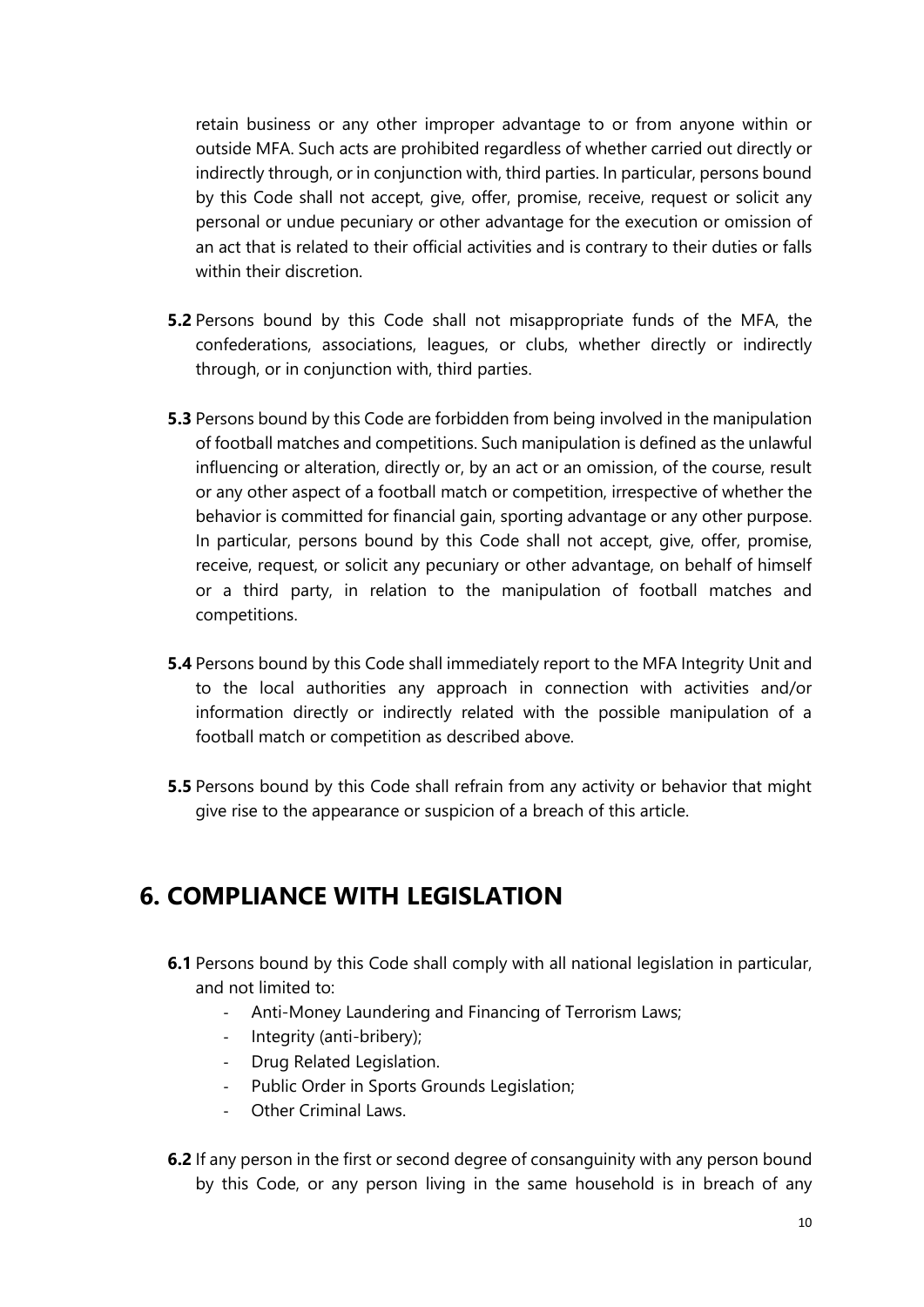retain business or any other improper advantage to or from anyone within or outside MFA. Such acts are prohibited regardless of whether carried out directly or indirectly through, or in conjunction with, third parties. In particular, persons bound by this Code shall not accept, give, offer, promise, receive, request or solicit any personal or undue pecuniary or other advantage for the execution or omission of an act that is related to their official activities and is contrary to their duties or falls within their discretion.

**5.2** Persons bound by this Code shall not misappropriate funds of the MFA, the confederations, associations, leagues, or clubs, whether directly or indirectly through, or in conjunction with, third parties.

**5.3** Persons bound by this Code are forbidden from being involved in the manipulation of football matches and competitions. Such manipulation is defined as the unlawful influencing or alteration, directly or, by an act or an omission, of the course, result or any other aspect of a football match or competition, irrespective of whether the behavior is committed for financial gain, sporting advantage or any other purpose. In particular, persons bound by this Code shall not accept, give, offer, promise, receive, request, or solicit any pecuniary or other advantage, on behalf of himself or a third party, in relation to the manipulation of football matches and competitions.

**5.4** Persons bound by this Code shall immediately report to the MFA Integrity Unit and to the local authorities any approach in connection with activities and/or information directly or indirectly related with the possible manipulation of a football match or competition as described above.

**5.5** Persons bound by this Code shall refrain from any activity or behavior that might give rise to the appearance or suspicion of a breach of this article.

# 6. COMPLIANCE WITH LEGISLATION

**6.1** Persons bound by this Code shall comply with all national legislation in particular, and not limited to:

- Anti-Money Laundering and Financing of Terrorism Laws;
- Integrity (anti-bribery);
- Drug Related Legislation.
- Public Order in Sports Grounds Legislation;
- Other Criminal Laws.

**6.2** If any person in the first or second degree of consanguinity with any person bound by this Code, or any person living in the same household is in breach of any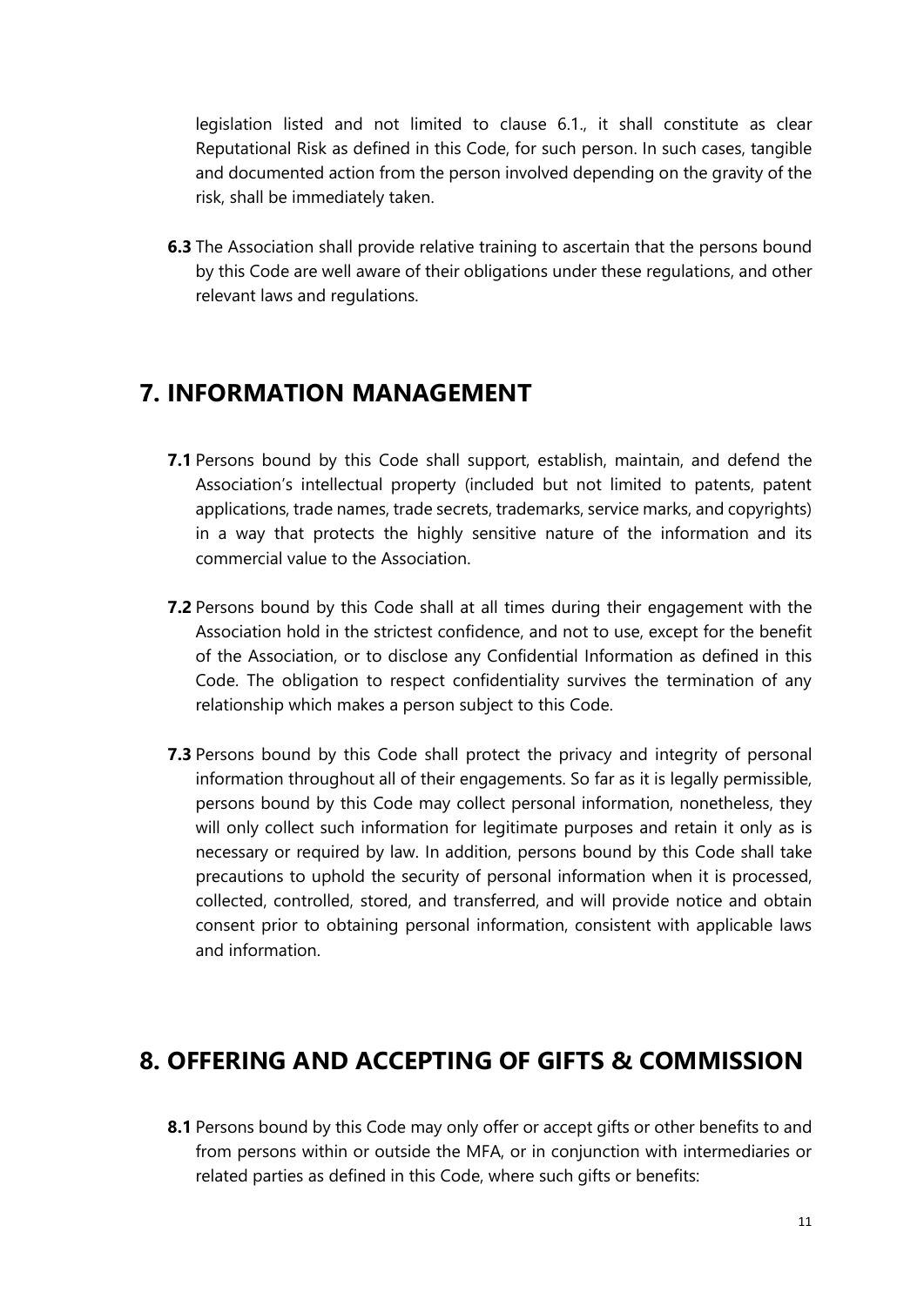legislation listed and not limited to clause 6.1., it shall constitute as clear Reputational Risk as defined in this Code, for such person. In such cases, tangible and documented action from the person involved depending on the gravity of the risk, shall be immediately taken.

**6.3** The Association shall provide relative training to ascertain that the persons bound by this Code are well aware of their obligations under these regulations, and other relevant laws and regulations.

## 7. INFORMATION MANAGEMENT

**7.1** Persons bound by this Code shall support, establish, maintain, and defend the Association's intellectual property (included but not limited to patents, patent applications, trade names, trade secrets, trademarks, service marks, and copyrights) in a way that protects the highly sensitive nature of the information and its commercial value to the Association.

**7.2** Persons bound by this Code shall at all times during their engagement with the Association hold in the strictest confidence, and not to use, except for the benefit of the Association, or to disclose any Confidential Information as defined in this Code. The obligation to respect confidentiality survives the termination of any relationship which makes a person subject to this Code.

**7.3** Persons bound by this Code shall protect the privacy and integrity of personal information throughout all of their engagements. So far as it is legally permissible, persons bound by this Code may collect personal information, nonetheless, they will only collect such information for legitimate purposes and retain it only as is necessary or required by law. In addition, persons bound by this Code shall take precautions to uphold the security of personal information when it is processed, collected, controlled, stored, and transferred, and will provide notice and obtain consent prior to obtaining personal information, consistent with applicable laws and information.

## 8. OFFERING AND ACCEPTING OF GIFTS & COMMISSION

**8.1** Persons bound by this Code may only offer or accept gifts or other benefits to and from persons within or outside the MFA, or in conjunction with intermediaries or related parties as defined in this Code, where such gifts or benefits: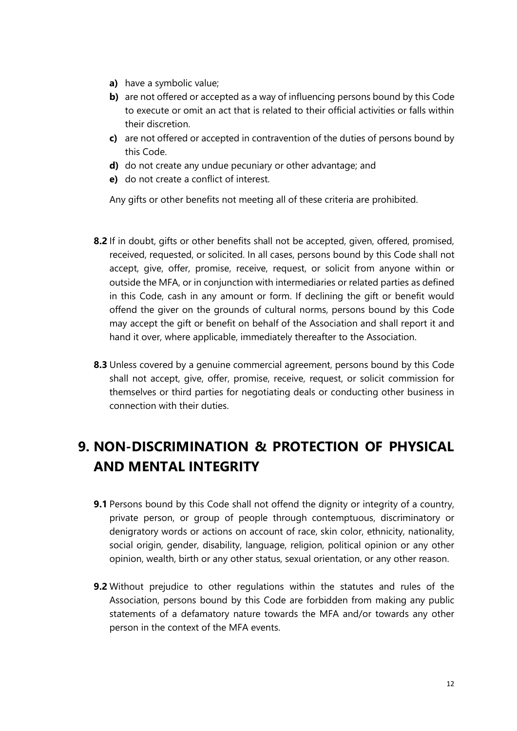- **a)** have a symbolic value;
- **b)** are not offered or accepted as a way of influencing persons bound by this Code to execute or omit an act that is related to their official activities or falls within their discretion.
- **c)** are not offered or accepted in contravention of the duties of persons bound by this Code.
- **d)** do not create any undue pecuniary or other advantage; and
- **e)** do not create a conflict of interest.

Any gifts or other benefits not meeting all of these criteria are prohibited.

**8.2** If in doubt, gifts or other benefits shall not be accepted, given, offered, promised, received, requested, or solicited. In all cases, persons bound by this Code shall not accept, give, offer, promise, receive, request, or solicit from anyone within or outside the MFA, or in conjunction with intermediaries or related parties as defined in this Code, cash in any amount or form. If declining the gift or benefit would offend the giver on the grounds of cultural norms, persons bound by this Code may accept the gift or benefit on behalf of the Association and shall report it and hand it over, where applicable, immediately thereafter to the Association.

**8.3** Unless covered by a genuine commercial agreement, persons bound by this Code shall not accept, give, offer, promise, receive, request, or solicit commission for themselves or third parties for negotiating deals or conducting other business in connection with their duties.

# 9. NON-DISCRIMINATION & PROTECTION OF PHYSICAL AND MENTAL INTEGRITY

**9.1** Persons bound by this Code shall not offend the dignity or integrity of a country, private person, or group of people through contemptuous, discriminatory or denigratory words or actions on account of race, skin color, ethnicity, nationality, social origin, gender, disability, language, religion, political opinion or any other opinion, wealth, birth or any other status, sexual orientation, or any other reason.

**9.2** Without prejudice to other regulations within the statutes and rules of the Association, persons bound by this Code are forbidden from making any public statements of a defamatory nature towards the MFA and/or towards any other person in the context of the MFA events.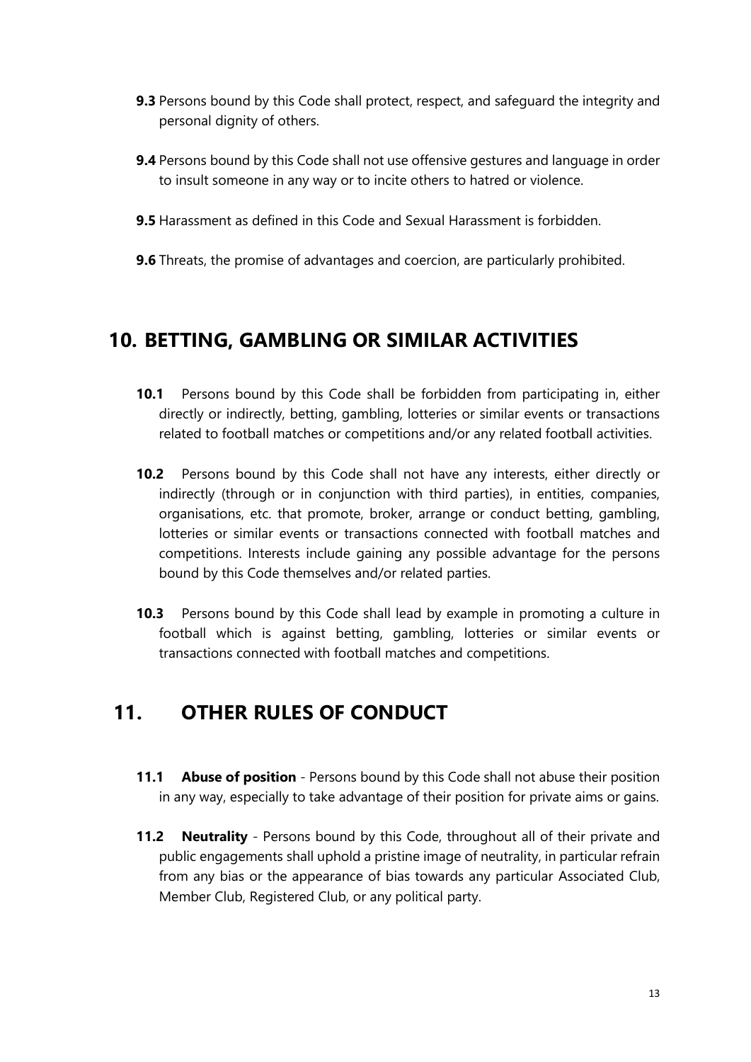**9.3** Persons bound by this Code shall protect, respect, and safeguard the integrity and personal dignity of others.

**9.4** Persons bound by this Code shall not use offensive gestures and language in order to insult someone in any way or to incite others to hatred or violence.

**9.5** Harassment as defined in this Code and Sexual Harassment is forbidden.

**9.6** Threats, the promise of advantages and coercion, are particularly prohibited.

## 10. BETTING, GAMBLING OR SIMILAR ACTIVITIES

**10.1** Persons bound by this Code shall be forbidden from participating in, either directly or indirectly, betting, gambling, lotteries or similar events or transactions related to football matches or competitions and/or any related football activities.

**10.2** Persons bound by this Code shall not have any interests, either directly or indirectly (through or in conjunction with third parties), in entities, companies, organisations, etc. that promote, broker, arrange or conduct betting, gambling, lotteries or similar events or transactions connected with football matches and competitions. Interests include gaining any possible advantage for the persons bound by this Code themselves and/or related parties.

**10.3** Persons bound by this Code shall lead by example in promoting a culture in football which is against betting, gambling, lotteries or similar events or transactions connected with football matches and competitions.

## 11. OTHER RULES OF CONDUCT

**11.1 Abuse of position** - Persons bound by this Code shall not abuse their position in any way, especially to take advantage of their position for private aims or gains.

**11.2 Neutrality** - Persons bound by this Code, throughout all of their private and public engagements shall uphold a pristine image of neutrality, in particular refrain from any bias or the appearance of bias towards any particular Associated Club, Member Club, Registered Club, or any political party.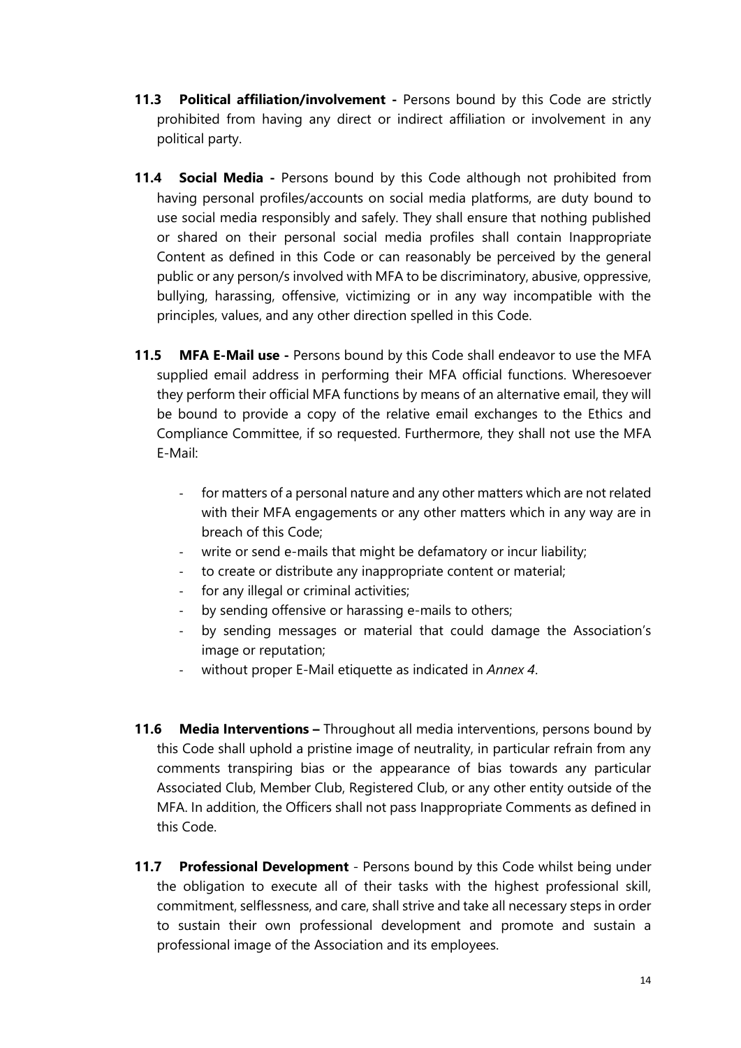**11.3 Political affiliation/involvement -** Persons bound by this Code are strictly prohibited from having any direct or indirect affiliation or involvement in any political party.

**11.4 Social Media -** Persons bound by this Code although not prohibited from having personal profiles/accounts on social media platforms, are duty bound to use social media responsibly and safely. They shall ensure that nothing published or shared on their personal social media profiles shall contain Inappropriate Content as defined in this Code or can reasonably be perceived by the general public or any person/s involved with MFA to be discriminatory, abusive, oppressive, bullying, harassing, offensive, victimizing or in any way incompatible with the principles, values, and any other direction spelled in this Code.

**11.5 MFA E-Mail use -** Persons bound by this Code shall endeavor to use the MFA supplied email address in performing their MFA official functions. Wheresoever they perform their official MFA functions by means of an alternative email, they will be bound to provide a copy of the relative email exchanges to the Ethics and Compliance Committee, if so requested. Furthermore, they shall not use the MFA E-Mail:

- for matters of a personal nature and any other matters which are not related with their MFA engagements or any other matters which in any way are in breach of this Code;
- write or send e-mails that might be defamatory or incur liability;
- to create or distribute any inappropriate content or material;
- for any illegal or criminal activities;
- by sending offensive or harassing e-mails to others;
- by sending messages or material that could damage the Association's image or reputation;
- without proper E-Mail etiquette as indicated in *Annex 4*.

**11.6 Media Interventions –** Throughout all media interventions, persons bound by this Code shall uphold a pristine image of neutrality, in particular refrain from any comments transpiring bias or the appearance of bias towards any particular Associated Club, Member Club, Registered Club, or any other entity outside of the MFA. In addition, the Officers shall not pass Inappropriate Comments as defined in this Code.

**11.7 Professional Development** - Persons bound by this Code whilst being under the obligation to execute all of their tasks with the highest professional skill, commitment, selflessness, and care, shall strive and take all necessary steps in order to sustain their own professional development and promote and sustain a professional image of the Association and its employees.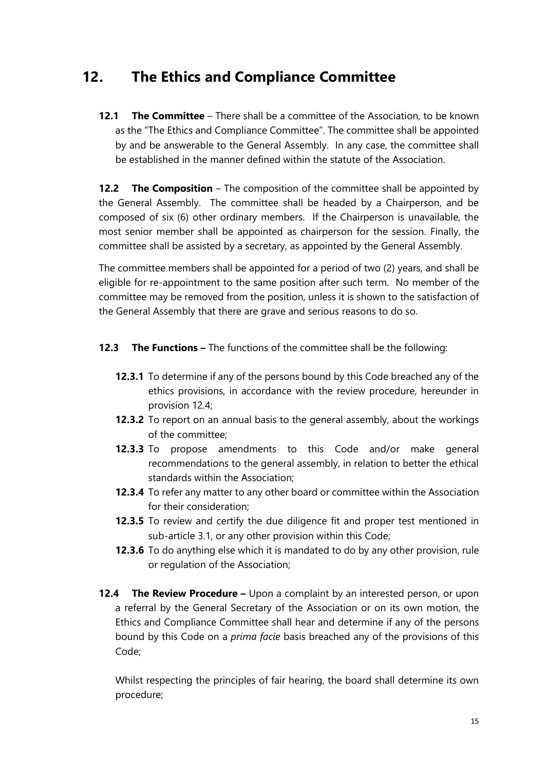# 12. The Ethics and Compliance Committee

**12.1 The Committee** – There shall be a committee of the Association, to be known as the "The Ethics and Compliance Committee". The committee shall be appointed by and be answerable to the General Assembly. In any case, the committee shall be established in the manner defined within the statute of the Association.

**12.2 The Composition** – The composition of the committee shall be appointed by the General Assembly. The committee shall be headed by a Chairperson, and be composed of six (6) other ordinary members. If the Chairperson is unavailable, the most senior member shall be appointed as chairperson for the session. Finally, the committee shall be assisted by a secretary, as appointed by the General Assembly.

The committee members shall be appointed for a period of two (2) years, and shall be eligible for re-appointment to the same position after such term. No member of the committee may be removed from the position, unless it is shown to the satisfaction of the General Assembly that there are grave and serious reasons to do so.

**12.3 The Functions –** The functions of the committee shall be the following:

- **12.3.1** To determine if any of the persons bound by this Code breached any of the ethics provisions, in accordance with the review procedure, hereunder in provision 12.4;
- **12.3.2** To report on an annual basis to the general assembly, about the workings of the committee;
- **12.3.3** To propose amendments to this Code and/or make general recommendations to the general assembly, in relation to better the ethical standards within the Association;
- **12.3.4** To refer any matter to any other board or committee within the Association for their consideration;
- **12.3.5** To review and certify the due diligence fit and proper test mentioned in sub-article 3.1, or any other provision within this Code;
- **12.3.6** To do anything else which it is mandated to do by any other provision, rule or regulation of the Association;

**12.4 The Review Procedure –** Upon a complaint by an interested person, or upon a referral by the General Secretary of the Association or on its own motion, the Ethics and Compliance Committee shall hear and determine if any of the persons bound by this Code on a *prima facie* basis breached any of the provisions of this Code;

Whilst respecting the principles of fair hearing, the board shall determine its own procedure;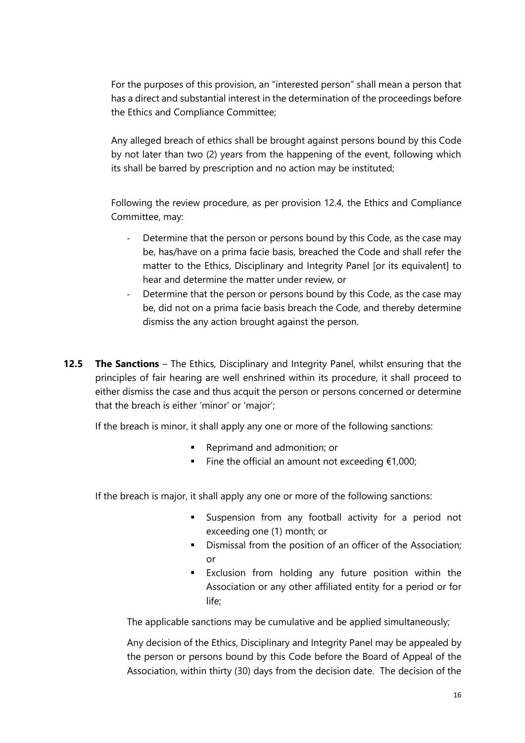For the purposes of this provision, an "interested person" shall mean a person that has a direct and substantial interest in the determination of the proceedings before the Ethics and Compliance Committee;

Any alleged breach of ethics shall be brought against persons bound by this Code by not later than two (2) years from the happening of the event, following which its shall be barred by prescription and no action may be instituted;

Following the review procedure, as per provision 12.4, the Ethics and Compliance Committee, may:

- Determine that the person or persons bound by this Code, as the case may be, has/have on a prima facie basis, breached the Code and shall refer the matter to the Ethics, Disciplinary and Integrity Panel [or its equivalent] to hear and determine the matter under review, or
- Determine that the person or persons bound by this Code, as the case may be, did not on a prima facie basis breach the Code, and thereby determine dismiss the any action brought against the person.

**12.5 The Sanctions** – The Ethics, Disciplinary and Integrity Panel, whilst ensuring that the principles of fair hearing are well enshrined within its procedure, it shall proceed to either dismiss the case and thus acquit the person or persons concerned or determine that the breach is either 'minor' or 'major';

If the breach is minor, it shall apply any one or more of the following sanctions:

- Reprimand and admonition; or
- Fine the official an amount not exceeding €1,000;

If the breach is major, it shall apply any one or more of the following sanctions:

- Suspension from any football activity for a period not exceeding one (1) month; or
- Dismissal from the position of an officer of the Association; or
- Exclusion from holding any future position within the Association or any other affiliated entity for a period or for life;

The applicable sanctions may be cumulative and be applied simultaneously;

Any decision of the Ethics, Disciplinary and Integrity Panel may be appealed by the person or persons bound by this Code before the Board of Appeal of the Association, within thirty (30) days from the decision date. The decision of the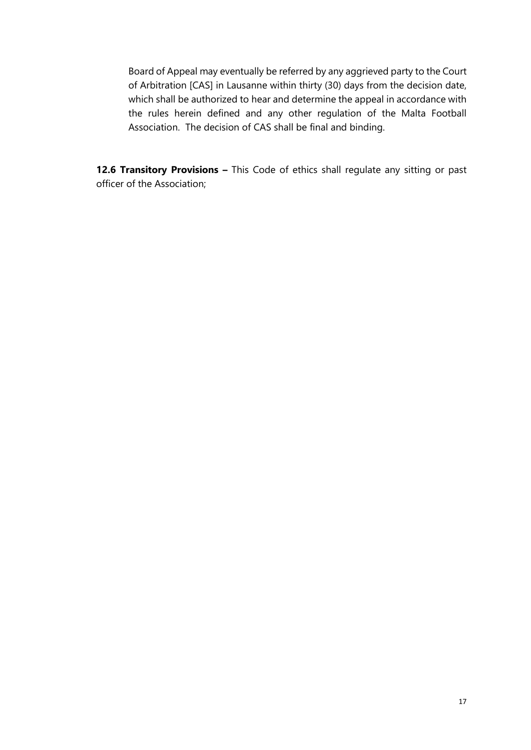Board of Appeal may eventually be referred by any aggrieved party to the Court of Arbitration [CAS] in Lausanne within thirty (30) days from the decision date, which shall be authorized to hear and determine the appeal in accordance with the rules herein defined and any other regulation of the Malta Football Association. The decision of CAS shall be final and binding.

**12.6 Transitory Provisions –** This Code of ethics shall regulate any sitting or past officer of the Association;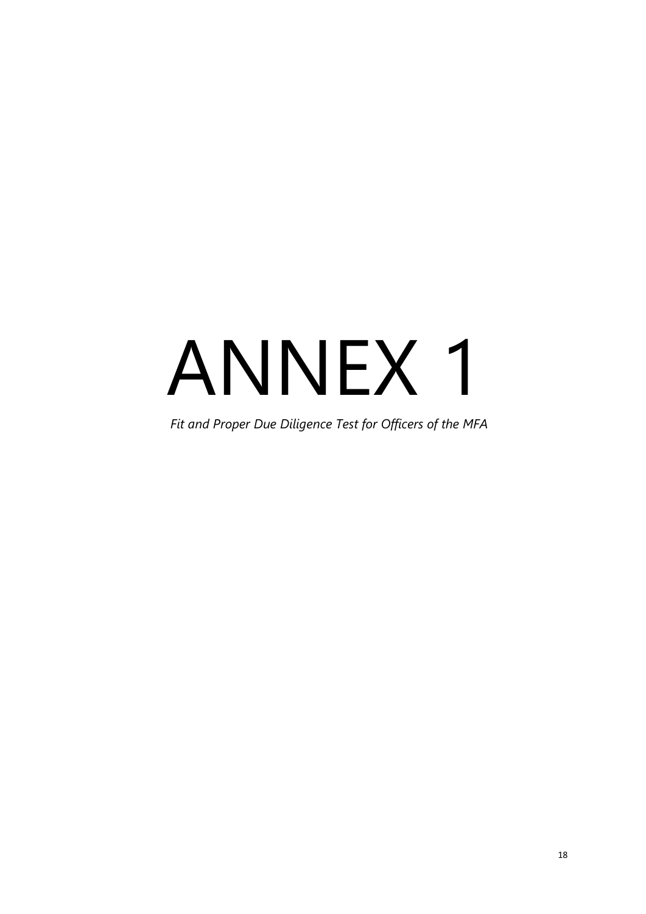# ANNEX 1

*Fit and Proper Due Diligence Test for Officers of the MFA*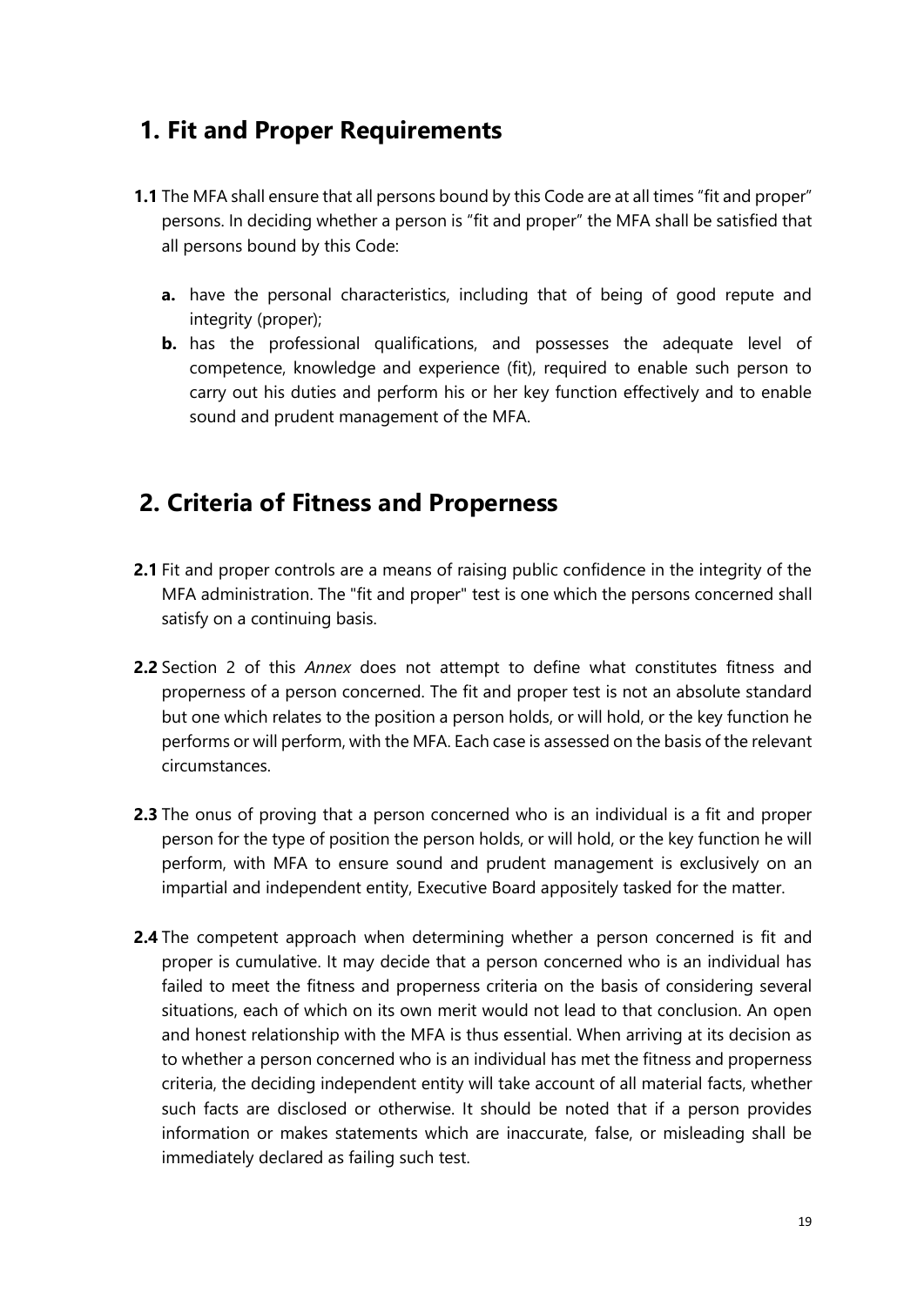## 1. Fit and Proper Requirements

**1.1** The MFA shall ensure that all persons bound by this Code are at all times "fit and proper" persons. In deciding whether a person is "fit and proper" the MFA shall be satisfied that all persons bound by this Code:

- **a.** have the personal characteristics, including that of being of good repute and integrity (proper);
- **b.** has the professional qualifications, and possesses the adequate level of competence, knowledge and experience (fit), required to enable such person to carry out his duties and perform his or her key function effectively and to enable sound and prudent management of the MFA.

## 2. Criteria of Fitness and Properness

**2.1** Fit and proper controls are a means of raising public confidence in the integrity of the MFA administration. The "fit and proper" test is one which the persons concerned shall satisfy on a continuing basis.

**2.2** Section 2 of this *Annex* does not attempt to define what constitutes fitness and properness of a person concerned. The fit and proper test is not an absolute standard but one which relates to the position a person holds, or will hold, or the key function he performs or will perform, with the MFA. Each case is assessed on the basis of the relevant circumstances.

**2.3** The onus of proving that a person concerned who is an individual is a fit and proper person for the type of position the person holds, or will hold, or the key function he will perform, with MFA to ensure sound and prudent management is exclusively on an impartial and independent entity, Executive Board appositely tasked for the matter.

**2.4** The competent approach when determining whether a person concerned is fit and proper is cumulative. It may decide that a person concerned who is an individual has failed to meet the fitness and properness criteria on the basis of considering several situations, each of which on its own merit would not lead to that conclusion. An open and honest relationship with the MFA is thus essential. When arriving at its decision as to whether a person concerned who is an individual has met the fitness and properness criteria, the deciding independent entity will take account of all material facts, whether such facts are disclosed or otherwise. It should be noted that if a person provides information or makes statements which are inaccurate, false, or misleading shall be immediately declared as failing such test.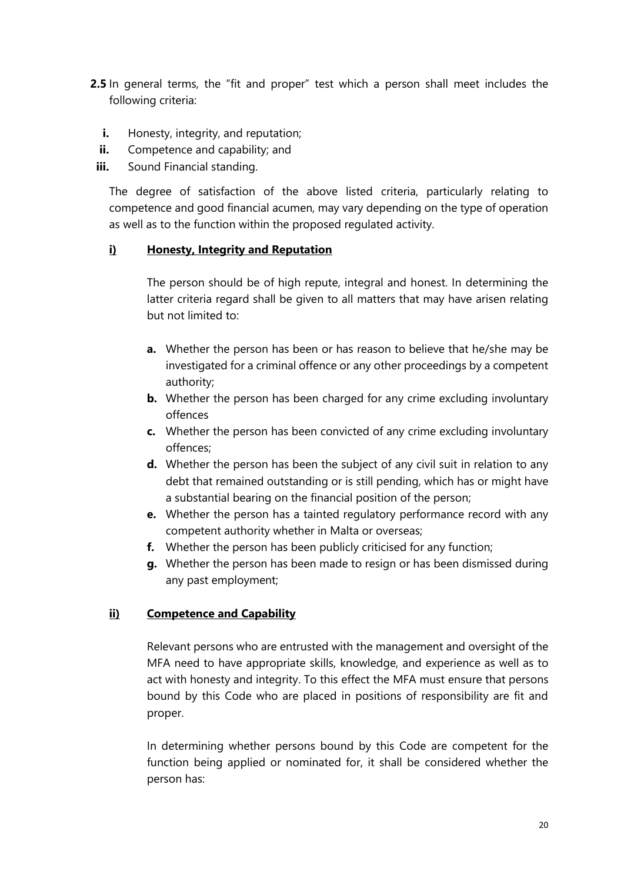**2.5** In general terms, the "fit and proper" test which a person shall meet includes the following criteria:

- **i.** Honesty, integrity, and reputation;
- **ii.** Competence and capability; and
- **iii.** Sound Financial standing.

The degree of satisfaction of the above listed criteria, particularly relating to competence and good financial acumen, may vary depending on the type of operation as well as to the function within the proposed regulated activity.

**i) <u>Honesty, Integrity and Reputation</u>**

The person should be of high repute, integral and honest. In determining the latter criteria regard shall be given to all matters that may have arisen relating but not limited to:

- **a.** Whether the person has been or has reason to believe that he/she may be investigated for a criminal offence or any other proceedings by a competent authority;
- **b.** Whether the person has been charged for any crime excluding involuntary offences
- **c.** Whether the person has been convicted of any crime excluding involuntary offences;
- **d.** Whether the person has been the subject of any civil suit in relation to any debt that remained outstanding or is still pending, which has or might have a substantial bearing on the financial position of the person;
- **e.** Whether the person has a tainted regulatory performance record with any competent authority whether in Malta or overseas;
- **f.** Whether the person has been publicly criticised for any function;
- **g.** Whether the person has been made to resign or has been dismissed during any past employment;

**ii) <u>Competence and Capability</u>**

Relevant persons who are entrusted with the management and oversight of the MFA need to have appropriate skills, knowledge, and experience as well as to act with honesty and integrity. To this effect the MFA must ensure that persons bound by this Code who are placed in positions of responsibility are fit and proper.

In determining whether persons bound by this Code are competent for the function being applied or nominated for, it shall be considered whether the person has: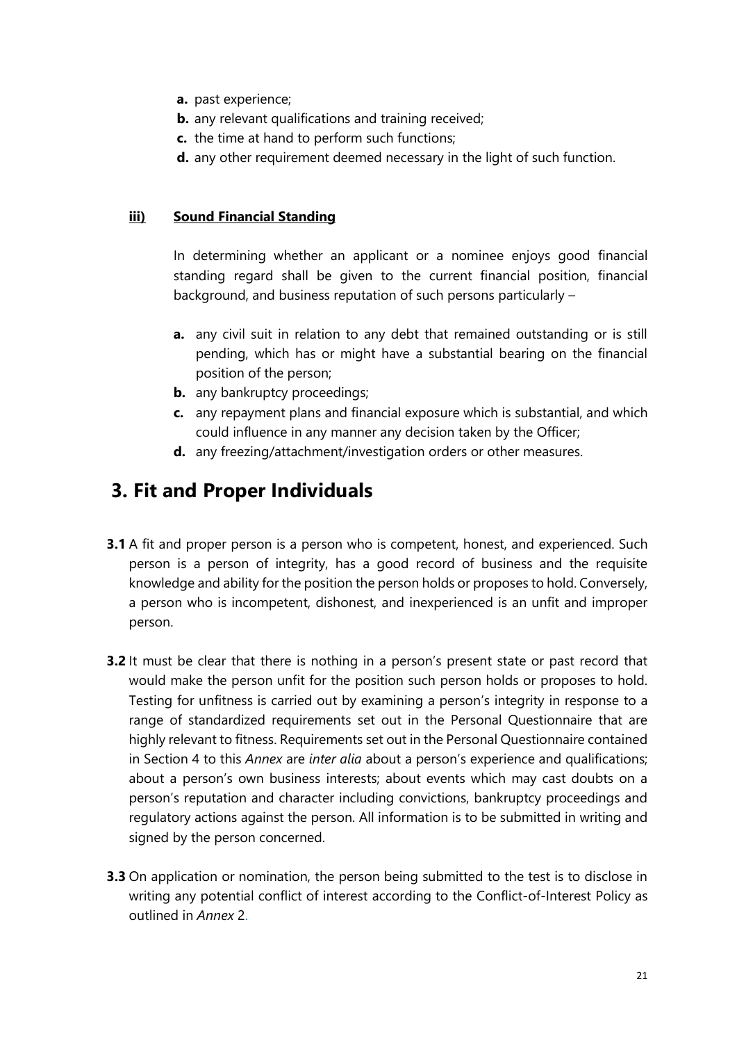- **a.** past experience;
- **b.** any relevant qualifications and training received;
- **c.** the time at hand to perform such functions;
- **d.** any other requirement deemed necessary in the light of such function.

#### **iii) Sound Financial Standing**

In determining whether an applicant or a nominee enjoys good financial standing regard shall be given to the current financial position, financial background, and business reputation of such persons particularly –

- **a.** any civil suit in relation to any debt that remained outstanding or is still pending, which has or might have a substantial bearing on the financial position of the person;
- **b.** any bankruptcy proceedings;
- **c.** any repayment plans and financial exposure which is substantial, and which could influence in any manner any decision taken by the Officer;
- **d.** any freezing/attachment/investigation orders or other measures.

## 3. Fit and Proper Individuals

**3.1** A fit and proper person is a person who is competent, honest, and experienced. Such person is a person of integrity, has a good record of business and the requisite knowledge and ability for the position the person holds or proposes to hold. Conversely, a person who is incompetent, dishonest, and inexperienced is an unfit and improper person.

**3.2** It must be clear that there is nothing in a person's present state or past record that would make the person unfit for the position such person holds or proposes to hold. Testing for unfitness is carried out by examining a person's integrity in response to a range of standardized requirements set out in the Personal Questionnaire that are highly relevant to fitness. Requirements set out in the Personal Questionnaire contained in Section 4 to this *Annex* are *inter alia* about a person's experience and qualifications; about a person's own business interests; about events which may cast doubts on a person's reputation and character including convictions, bankruptcy proceedings and regulatory actions against the person. All information is to be submitted in writing and signed by the person concerned.

**3.3** On application or nomination, the person being submitted to the test is to disclose in writing any potential conflict of interest according to the Conflict-of-Interest Policy as outlined in *Annex* 2.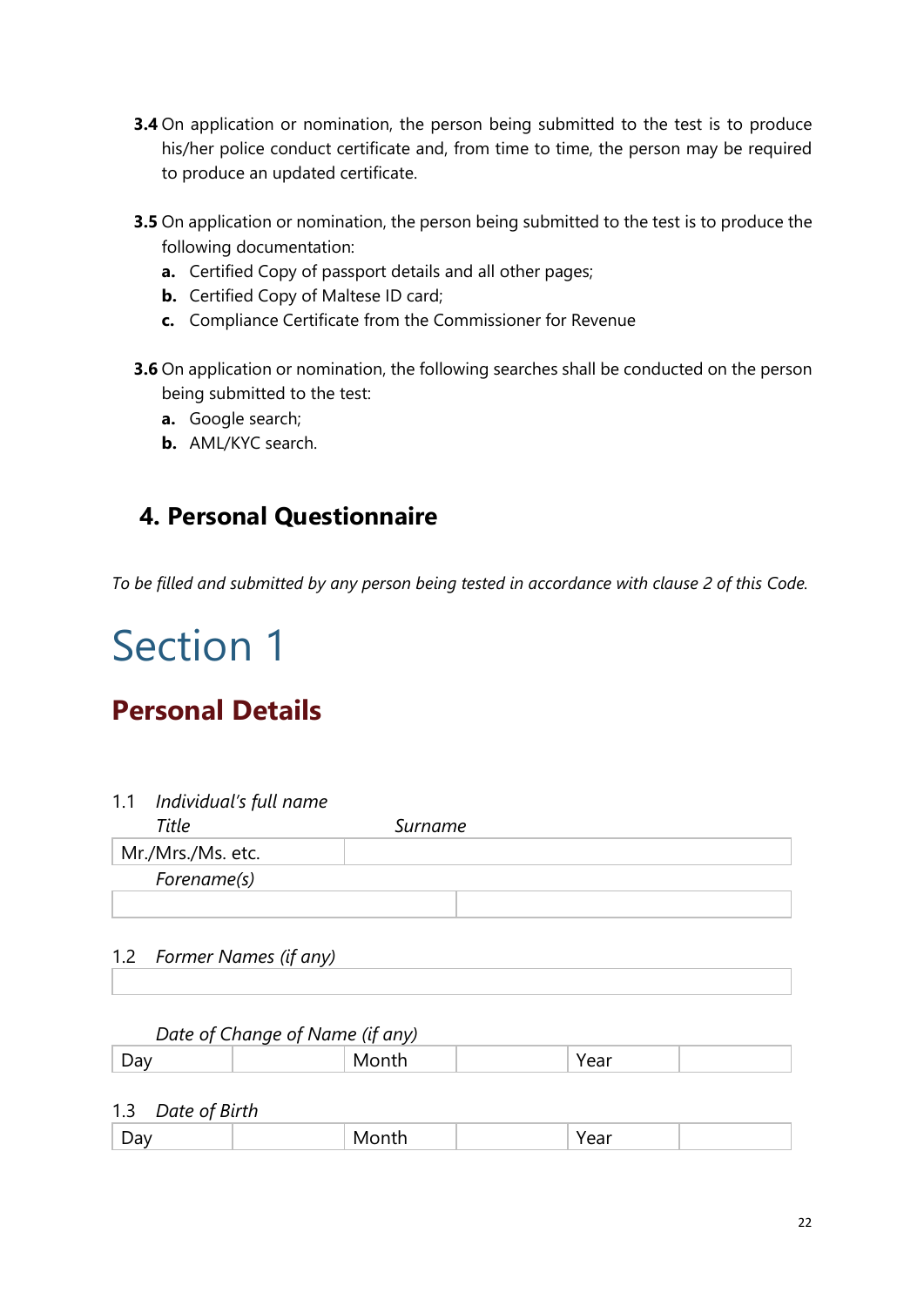**3.4** On application or nomination, the person being submitted to the test is to produce his/her police conduct certificate and, from time to time, the person may be required to produce an updated certificate.

**3.5** On application or nomination, the person being submitted to the test is to produce the following documentation:

- **a.** Certified Copy of passport details and all other pages;
- **b.** Certified Copy of Maltese ID card;
- **c.** Compliance Certificate from the Commissioner for Revenue

**3.6** On application or nomination, the following searches shall be conducted on the person being submitted to the test:

- **a.** Google search;
- **b.** AML/KYC search.

## 4. Personal Questionnaire

*To be filled and submitted by any person being tested in accordance with clause 2 of this Code.*

# Section 1

## Personal Details

1.1 *Individual's full name*

| *Title* | *Surname* |
|---|---|
| Mr./Mrs./Ms. etc. | |

| *Forename(s)* | |
|---|---|
| | |

1.2 *Former Names (if any)*

| |
|---|
| |

*Date of Change of Name (if any)*

| Day | | Month | | Year | |
|---|---|---|---|---|---|

1.3 *Date of Birth*

| Day | | Month | | Year | |
|---|---|---|---|---|---|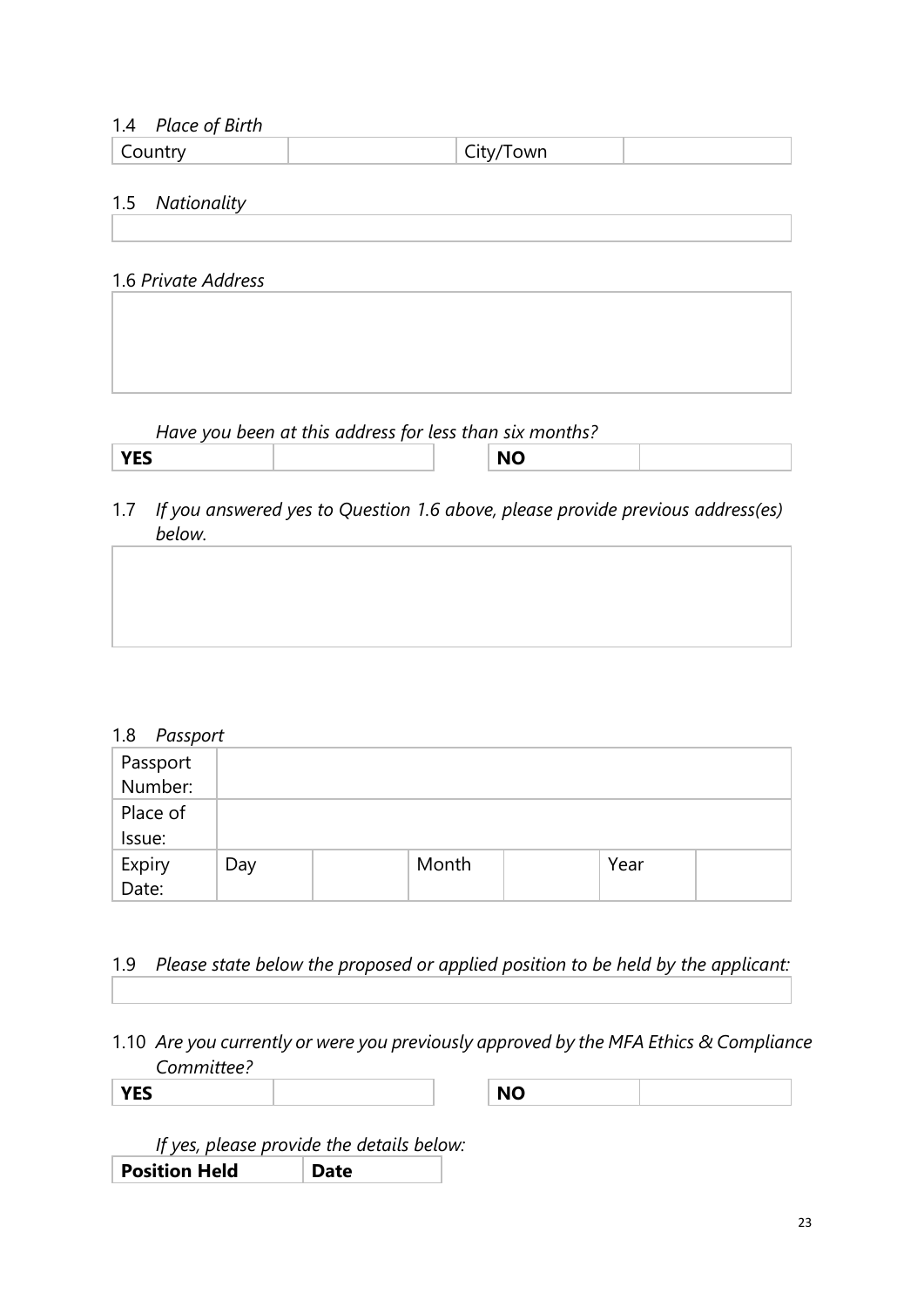1.4 *Place of Birth*

| Country | | City/Town | |
|---|---|---|---|

1.5 *Nationality*

| |
|---|

1.6 *Private Address*

| |
|---|

*Have you been at this address for less than six months?*

| **YES** | | **NO** | |
|---|---|---|---|

1.7 *If you answered yes to Question 1.6 above, please provide previous address(es) below.*

| |
|---|

1.8 *Passport*

| Passport Number: | | | | | | |
|---|---|---|---|---|---|---|
| Place of Issue: | | | | | | |
| Expiry Date: | Day | | Month | | Year | |

1.9 *Please state below the proposed or applied position to be held by the applicant:*

| |
|---|

1.10 *Are you currently or were you previously approved by the MFA Ethics & Compliance Committee?*

| **YES** | | **NO** | |
|---|---|---|---|

*If yes, please provide the details below:*

| **Position Held** | **Date** |
|---|---|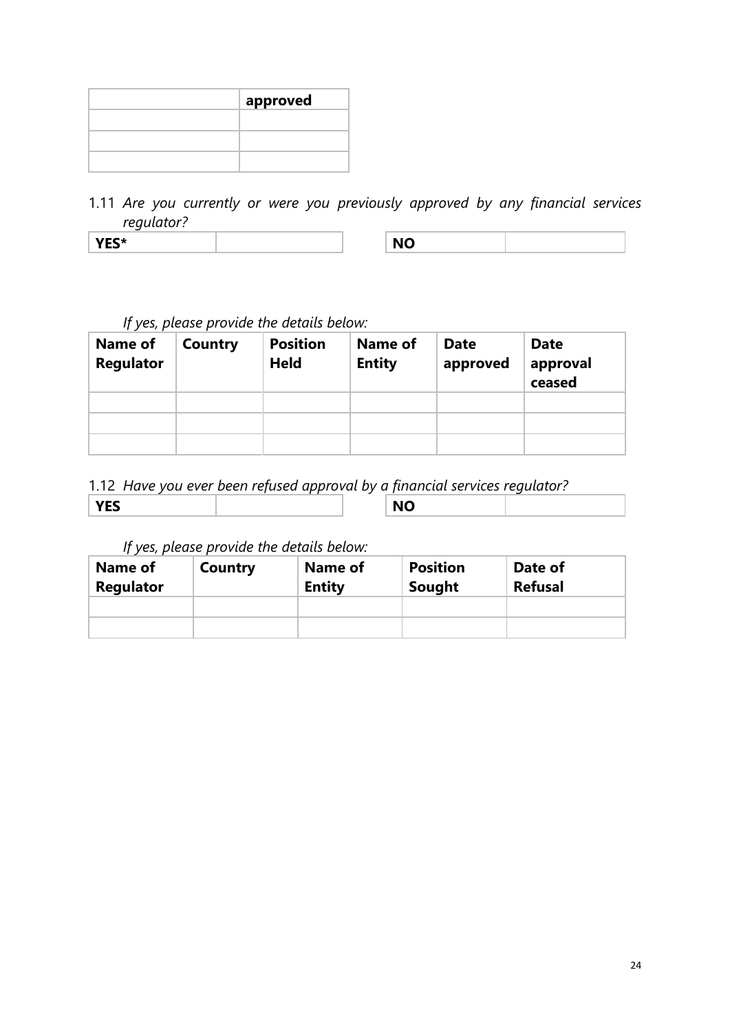| | approved |
|---|---|
| | |
| | |
| | |

1.11 *Are you currently or were you previously approved by any financial services regulator?*

| YES* | | | NO | |
|---|---|---|---|---|

*If yes, please provide the details below:*

| Name of Regulator | Country | Position Held | Name of Entity | Date approved | Date approval ceased |
|---|---|---|---|---|---|
| | | | | | |
| | | | | | |
| | | | | | |

1.12 *Have you ever been refused approval by a financial services regulator?*

| YES | | | NO | |
|---|---|---|---|---|

*If yes, please provide the details below:*

| Name of Regulator | Country | Name of Entity | Position Sought | Date of Refusal |
|---|---|---|---|---|
| | | | | |
| | | | | |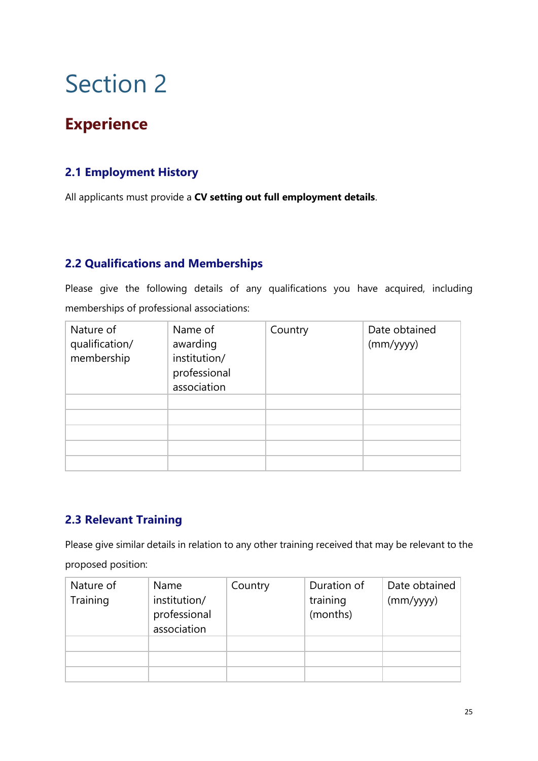# Section 2

## Experience

### 2.1 Employment History

All applicants must provide a **CV setting out full employment details**.

### 2.2 Qualifications and Memberships

Please give the following details of any qualifications you have acquired, including memberships of professional associations:

| Nature of qualification/ membership | Name of awarding institution/ professional association | Country | Date obtained (mm/yyyy) |
|---|---|---|---|
| | | | |
| | | | |
| | | | |
| | | | |
| | | | |

### 2.3 Relevant Training

Please give similar details in relation to any other training received that may be relevant to the proposed position:

| Nature of Training | Name institution/ professional association | Country | Duration of training (months) | Date obtained (mm/yyyy) |
|---|---|---|---|---|
| | | | | |
| | | | | |
| | | | | |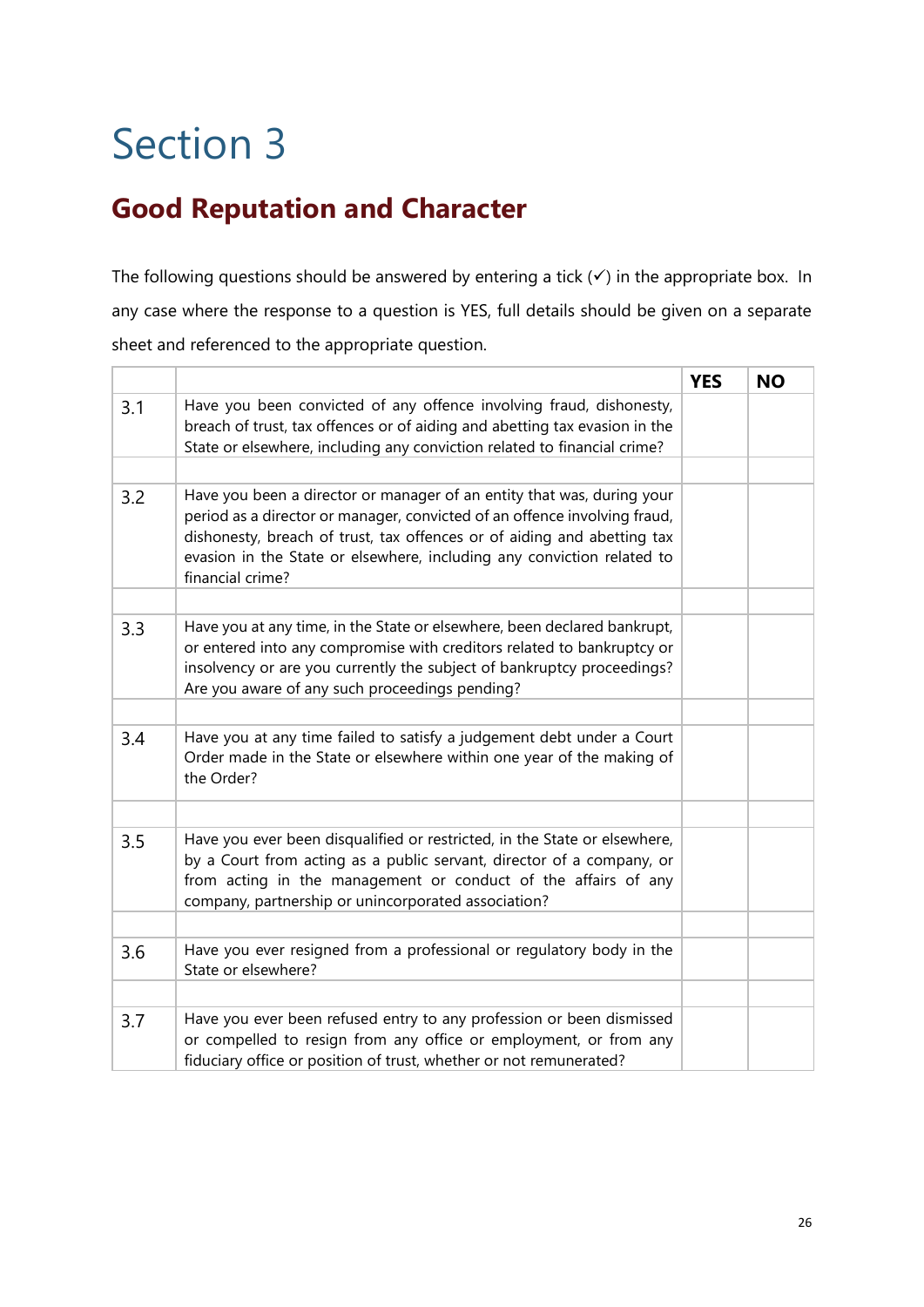# Section 3

## Good Reputation and Character

The following questions should be answered by entering a tick (✓) in the appropriate box. In any case where the response to a question is YES, full details should be given on a separate sheet and referenced to the appropriate question.

| | | YES | NO |
|---|---|---|---|
| 3.1 | Have you been convicted of any offence involving fraud, dishonesty, breach of trust, tax offences or of aiding and abetting tax evasion in the State or elsewhere, including any conviction related to financial crime? | | |
| | | | |
| 3.2 | Have you been a director or manager of an entity that was, during your period as a director or manager, convicted of an offence involving fraud, dishonesty, breach of trust, tax offences or of aiding and abetting tax evasion in the State or elsewhere, including any conviction related to financial crime? | | |
| | | | |
| 3.3 | Have you at any time, in the State or elsewhere, been declared bankrupt, or entered into any compromise with creditors related to bankruptcy or insolvency or are you currently the subject of bankruptcy proceedings? Are you aware of any such proceedings pending? | | |
| | | | |
| 3.4 | Have you at any time failed to satisfy a judgement debt under a Court Order made in the State or elsewhere within one year of the making of the Order? | | |
| | | | |
| 3.5 | Have you ever been disqualified or restricted, in the State or elsewhere, by a Court from acting as a public servant, director of a company, or from acting in the management or conduct of the affairs of any company, partnership or unincorporated association? | | |
| | | | |
| 3.6 | Have you ever resigned from a professional or regulatory body in the State or elsewhere? | | |
| | | | |
| 3.7 | Have you ever been refused entry to any profession or been dismissed or compelled to resign from any office or employment, or from any fiduciary office or position of trust, whether or not remunerated? | | |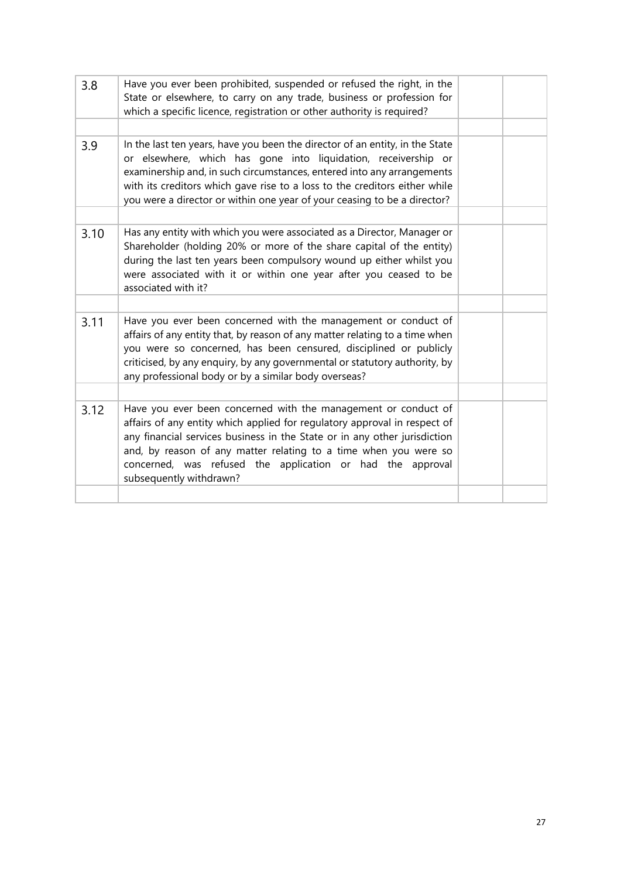| | | | |
|---|---|---|---|
| 3.8 | Have you ever been prohibited, suspended or refused the right, in the State or elsewhere, to carry on any trade, business or profession for which a specific licence, registration or other authority is required? | | |
| | | | |
| 3.9 | In the last ten years, have you been the director of an entity, in the State or elsewhere, which has gone into liquidation, receivership or examinership and, in such circumstances, entered into any arrangements with its creditors which gave rise to a loss to the creditors either while you were a director or within one year of your ceasing to be a director? | | |
| | | | |
| 3.10 | Has any entity with which you were associated as a Director, Manager or Shareholder (holding 20% or more of the share capital of the entity) during the last ten years been compulsory wound up either whilst you were associated with it or within one year after you ceased to be associated with it? | | |
| | | | |
| 3.11 | Have you ever been concerned with the management or conduct of affairs of any entity that, by reason of any matter relating to a time when you were so concerned, has been censured, disciplined or publicly criticised, by any enquiry, by any governmental or statutory authority, by any professional body or by a similar body overseas? | | |
| | | | |
| 3.12 | Have you ever been concerned with the management or conduct of affairs of any entity which applied for regulatory approval in respect of any financial services business in the State or in any other jurisdiction and, by reason of any matter relating to a time when you were so concerned, was refused the application or had the approval subsequently withdrawn? | | |
| | | | |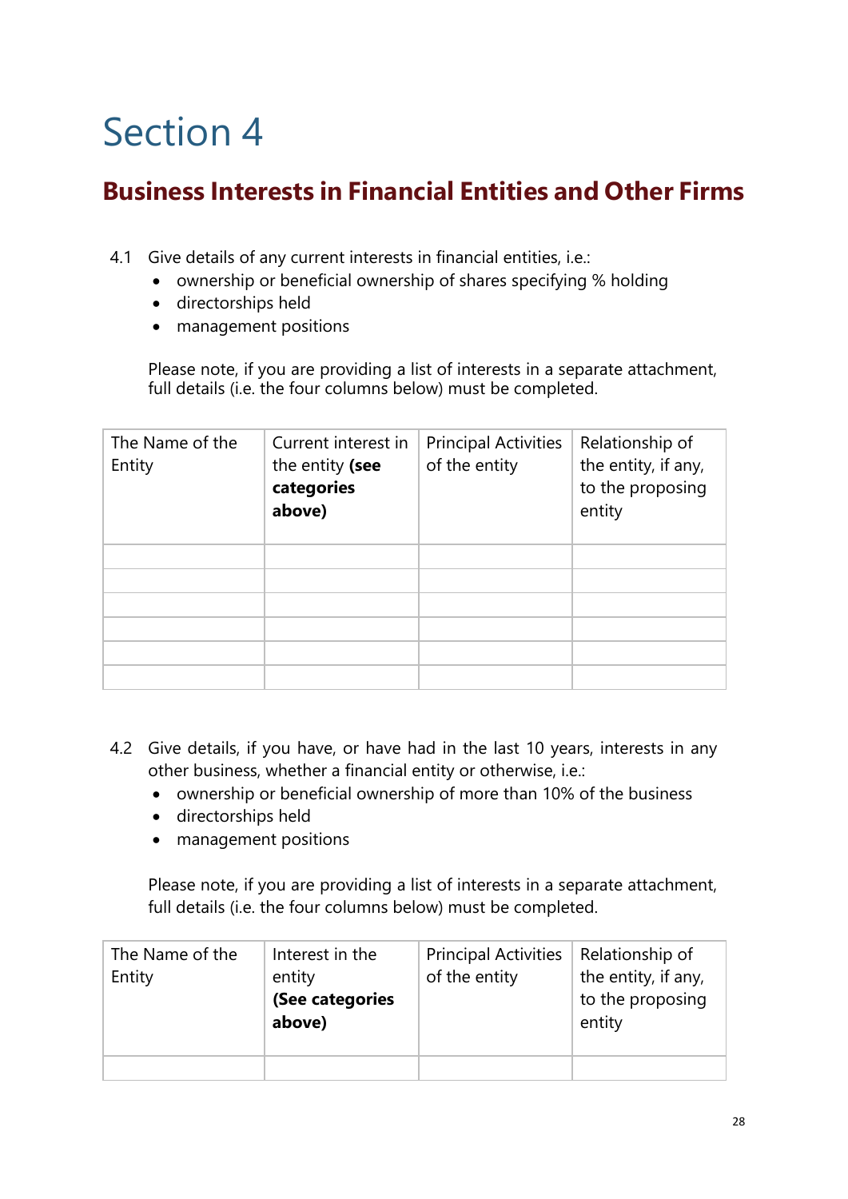# Section 4

## Business Interests in Financial Entities and Other Firms

4.1 Give details of any current interests in financial entities, i.e.:

- ownership or beneficial ownership of shares specifying % holding
- directorships held
- management positions

Please note, if you are providing a list of interests in a separate attachment, full details (i.e. the four columns below) must be completed.

| The Name of the Entity | Current interest in the entity **(see categories above)** | Principal Activities of the entity | Relationship of the entity, if any, to the proposing entity |
|---|---|---|---|
| | | | |
| | | | |
| | | | |
| | | | |
| | | | |
| | | | |

4.2 Give details, if you have, or have had in the last 10 years, interests in any other business, whether a financial entity or otherwise, i.e.:

- ownership or beneficial ownership of more than 10% of the business
- directorships held
- management positions

Please note, if you are providing a list of interests in a separate attachment, full details (i.e. the four columns below) must be completed.

| The Name of the Entity | Interest in the entity **(See categories above)** | Principal Activities of the entity | Relationship of the entity, if any, to the proposing entity |
|---|---|---|---|
| | | | |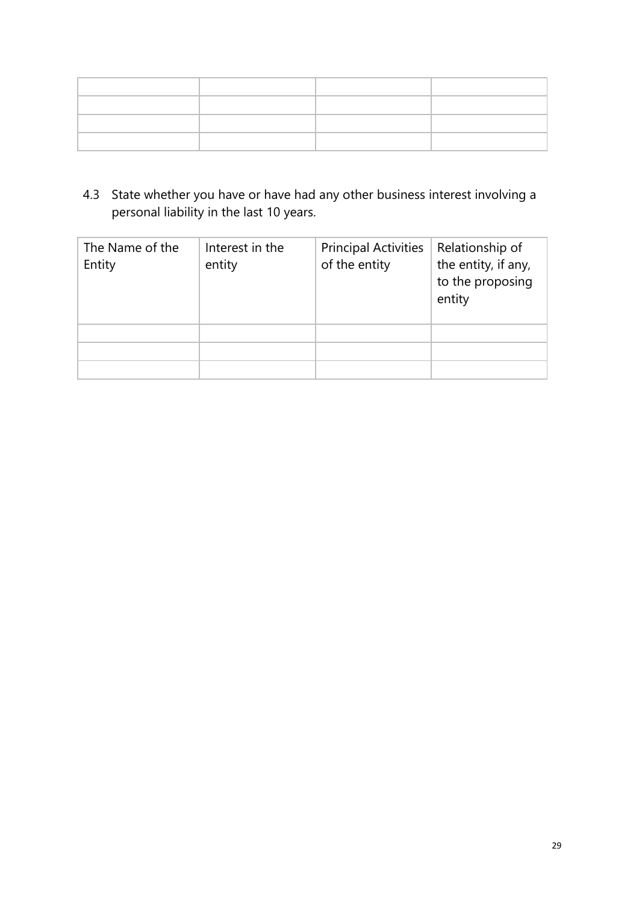| | | | |
|---|---|---|---|
| | | | |
| | | | |
| | | | |
| | | | |

4.3 State whether you have or have had any other business interest involving a personal liability in the last 10 years.

| The Name of the Entity | Interest in the entity | Principal Activities of the entity | Relationship of the entity, if any, to the proposing entity |
|---|---|---|---|
| | | | |
| | | | |
| | | | |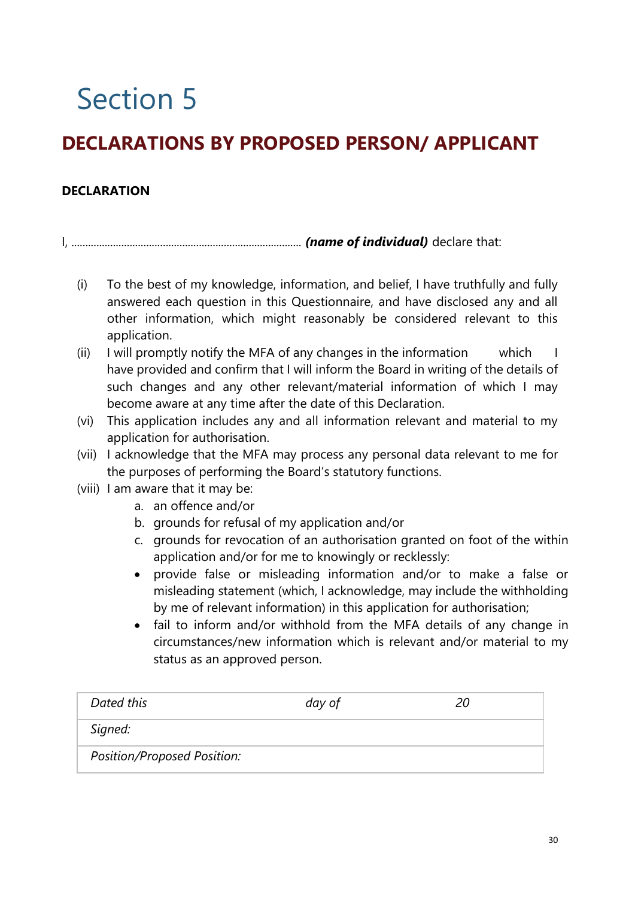# Section 5

## DECLARATIONS BY PROPOSED PERSON/ APPLICANT

**DECLARATION**

I, ……………………………………………………………………… ***(name of individual)*** declare that:

(i) To the best of my knowledge, information, and belief, I have truthfully and fully answered each question in this Questionnaire, and have disclosed any and all other information, which might reasonably be considered relevant to this application.

(ii) I will promptly notify the MFA of any changes in the information which I have provided and confirm that I will inform the Board in writing of the details of such changes and any other relevant/material information of which I may become aware at any time after the date of this Declaration.

(vi) This application includes any and all information relevant and material to my application for authorisation.

(vii) I acknowledge that the MFA may process any personal data relevant to me for the purposes of performing the Board's statutory functions.

(viii) I am aware that it may be:

a. an offence and/or
b. grounds for refusal of my application and/or
c. grounds for revocation of an authorisation granted on foot of the within application and/or for me to knowingly or recklessly:

- provide false or misleading information and/or to make a false or misleading statement (which, I acknowledge, may include the withholding by me of relevant information) in this application for authorisation;
- fail to inform and/or withhold from the MFA details of any change in circumstances/new information which is relevant and/or material to my status as an approved person.

| *Dated this* | *day of* | *20* |
|---|---|---|
| *Signed:* | | |
| *Position/Proposed Position:* | | |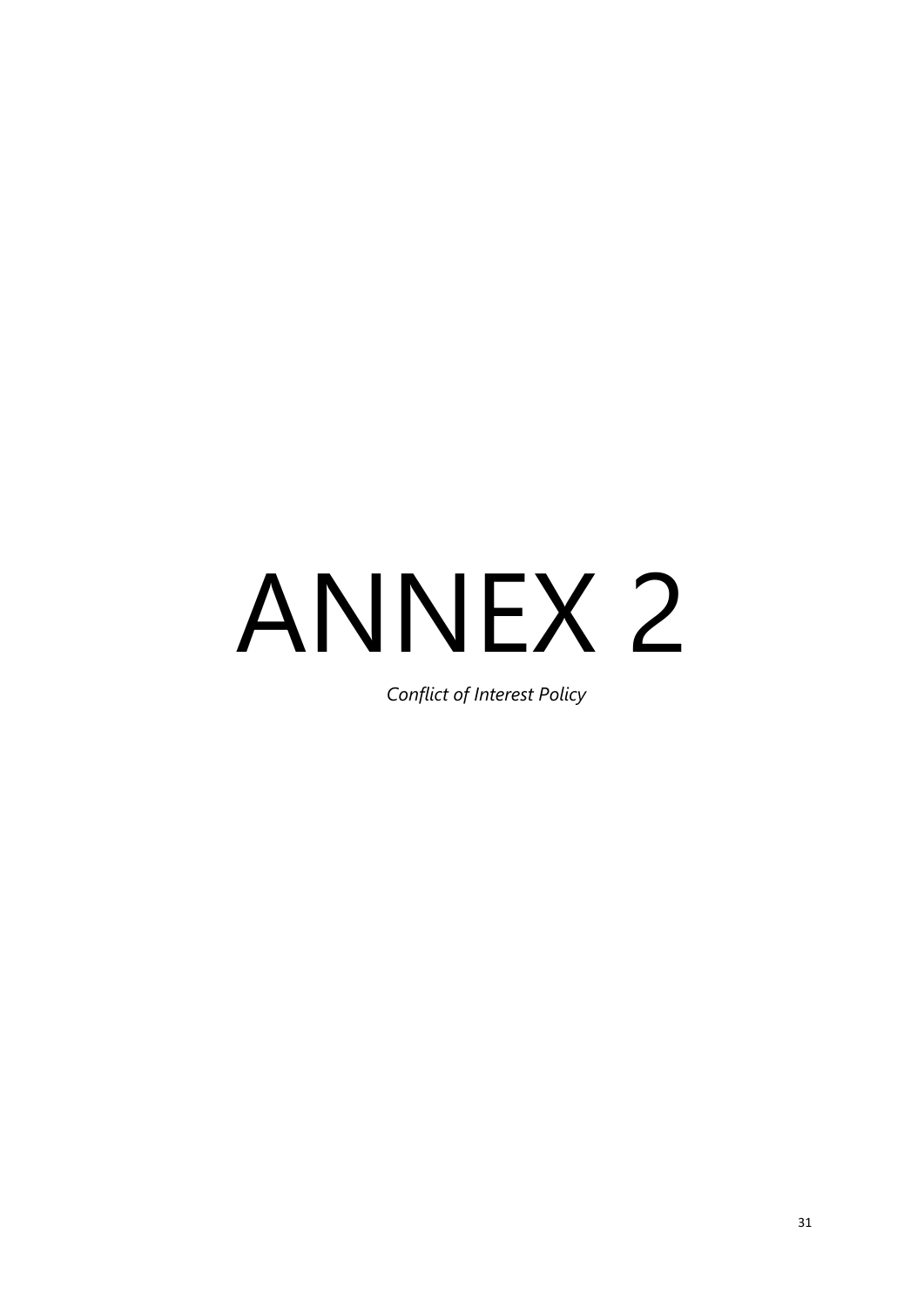# ANNEX 2

*Conflict of Interest Policy*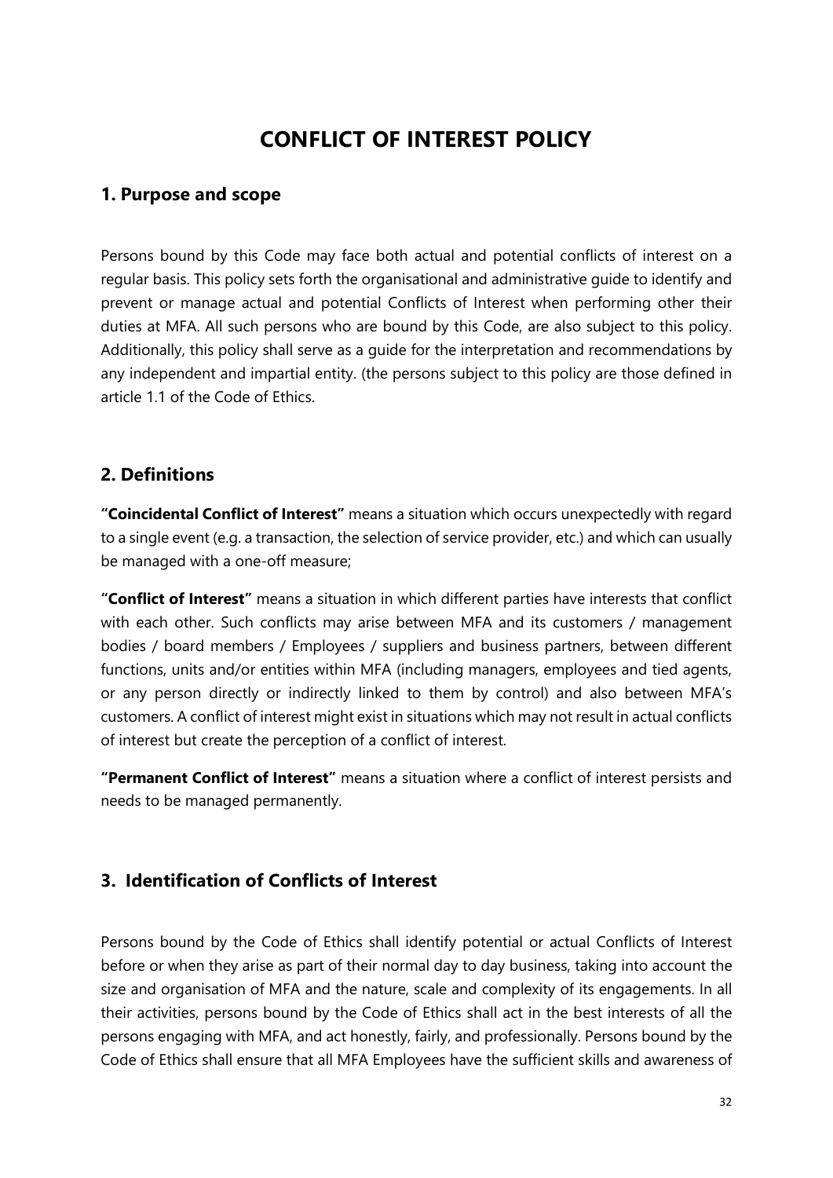# CONFLICT OF INTEREST POLICY

## 1. Purpose and scope

Persons bound by this Code may face both actual and potential conflicts of interest on a regular basis. This policy sets forth the organisational and administrative guide to identify and prevent or manage actual and potential Conflicts of Interest when performing other their duties at MFA. All such persons who are bound by this Code, are also subject to this policy. Additionally, this policy shall serve as a guide for the interpretation and recommendations by any independent and impartial entity. (the persons subject to this policy are those defined in article 1.1 of the Code of Ethics.

## 2. Definitions

**"Coincidental Conflict of Interest"** means a situation which occurs unexpectedly with regard to a single event (e.g. a transaction, the selection of service provider, etc.) and which can usually be managed with a one-off measure;

**"Conflict of Interest"** means a situation in which different parties have interests that conflict with each other. Such conflicts may arise between MFA and its customers / management bodies / board members / Employees / suppliers and business partners, between different functions, units and/or entities within MFA (including managers, employees and tied agents, or any person directly or indirectly linked to them by control) and also between MFA's customers. A conflict of interest might exist in situations which may not result in actual conflicts of interest but create the perception of a conflict of interest.

**"Permanent Conflict of Interest"** means a situation where a conflict of interest persists and needs to be managed permanently.

## 3. Identification of Conflicts of Interest

Persons bound by the Code of Ethics shall identify potential or actual Conflicts of Interest before or when they arise as part of their normal day to day business, taking into account the size and organisation of MFA and the nature, scale and complexity of its engagements. In all their activities, persons bound by the Code of Ethics shall act in the best interests of all the persons engaging with MFA, and act honestly, fairly, and professionally. Persons bound by the Code of Ethics shall ensure that all MFA Employees have the sufficient skills and awareness of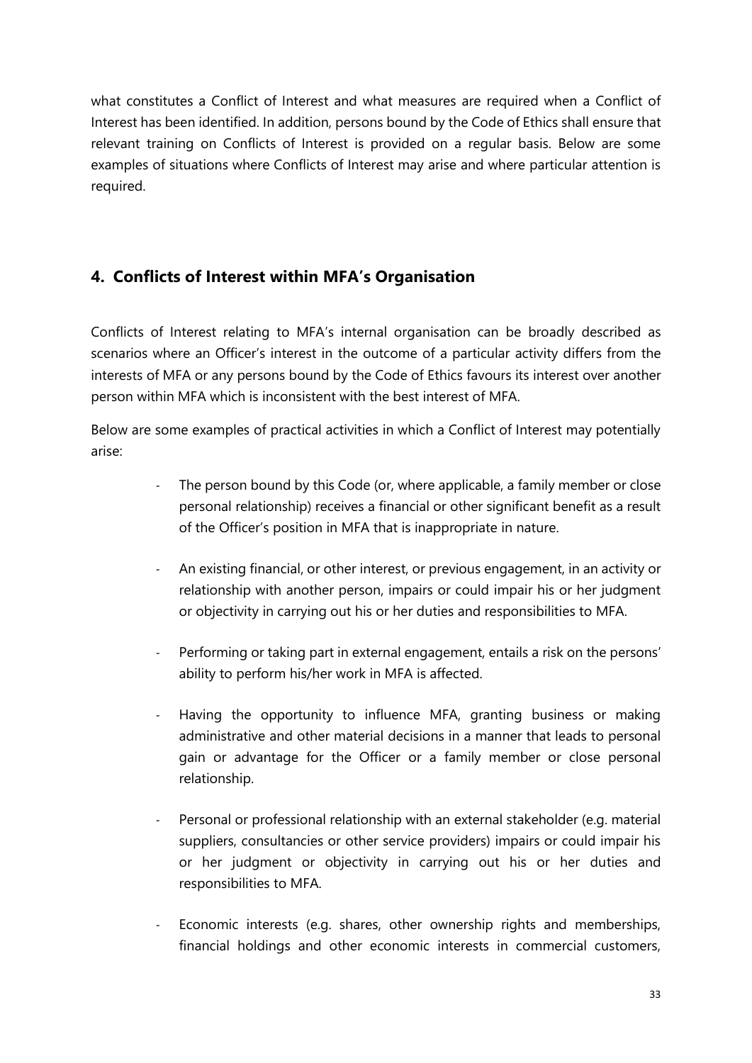what constitutes a Conflict of Interest and what measures are required when a Conflict of Interest has been identified. In addition, persons bound by the Code of Ethics shall ensure that relevant training on Conflicts of Interest is provided on a regular basis. Below are some examples of situations where Conflicts of Interest may arise and where particular attention is required.

## 4. Conflicts of Interest within MFA's Organisation

Conflicts of Interest relating to MFA's internal organisation can be broadly described as scenarios where an Officer's interest in the outcome of a particular activity differs from the interests of MFA or any persons bound by the Code of Ethics favours its interest over another person within MFA which is inconsistent with the best interest of MFA.

Below are some examples of practical activities in which a Conflict of Interest may potentially arise:

- The person bound by this Code (or, where applicable, a family member or close personal relationship) receives a financial or other significant benefit as a result of the Officer's position in MFA that is inappropriate in nature.

- An existing financial, or other interest, or previous engagement, in an activity or relationship with another person, impairs or could impair his or her judgment or objectivity in carrying out his or her duties and responsibilities to MFA.

- Performing or taking part in external engagement, entails a risk on the persons' ability to perform his/her work in MFA is affected.

- Having the opportunity to influence MFA, granting business or making administrative and other material decisions in a manner that leads to personal gain or advantage for the Officer or a family member or close personal relationship.

- Personal or professional relationship with an external stakeholder (e.g. material suppliers, consultancies or other service providers) impairs or could impair his or her judgment or objectivity in carrying out his or her duties and responsibilities to MFA.

- Economic interests (e.g. shares, other ownership rights and memberships, financial holdings and other economic interests in commercial customers,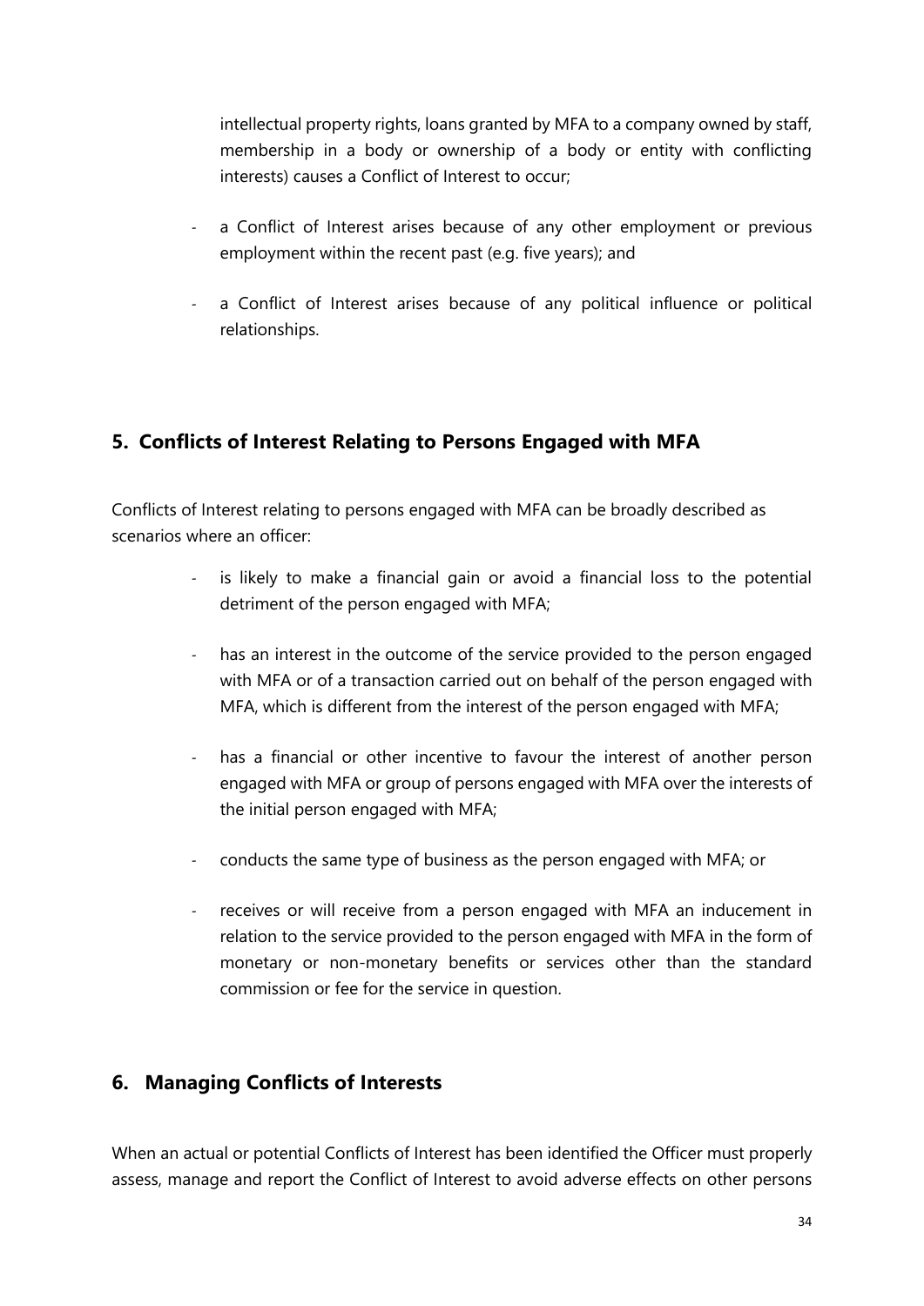intellectual property rights, loans granted by MFA to a company owned by staff, membership in a body or ownership of a body or entity with conflicting interests) causes a Conflict of Interest to occur;

- a Conflict of Interest arises because of any other employment or previous employment within the recent past (e.g. five years); and
- a Conflict of Interest arises because of any political influence or political relationships.

## 5. Conflicts of Interest Relating to Persons Engaged with MFA

Conflicts of Interest relating to persons engaged with MFA can be broadly described as scenarios where an officer:

- is likely to make a financial gain or avoid a financial loss to the potential detriment of the person engaged with MFA;
- has an interest in the outcome of the service provided to the person engaged with MFA or of a transaction carried out on behalf of the person engaged with MFA, which is different from the interest of the person engaged with MFA;
- has a financial or other incentive to favour the interest of another person engaged with MFA or group of persons engaged with MFA over the interests of the initial person engaged with MFA;
- conducts the same type of business as the person engaged with MFA; or
- receives or will receive from a person engaged with MFA an inducement in relation to the service provided to the person engaged with MFA in the form of monetary or non-monetary benefits or services other than the standard commission or fee for the service in question.

## 6. Managing Conflicts of Interests

When an actual or potential Conflicts of Interest has been identified the Officer must properly assess, manage and report the Conflict of Interest to avoid adverse effects on other persons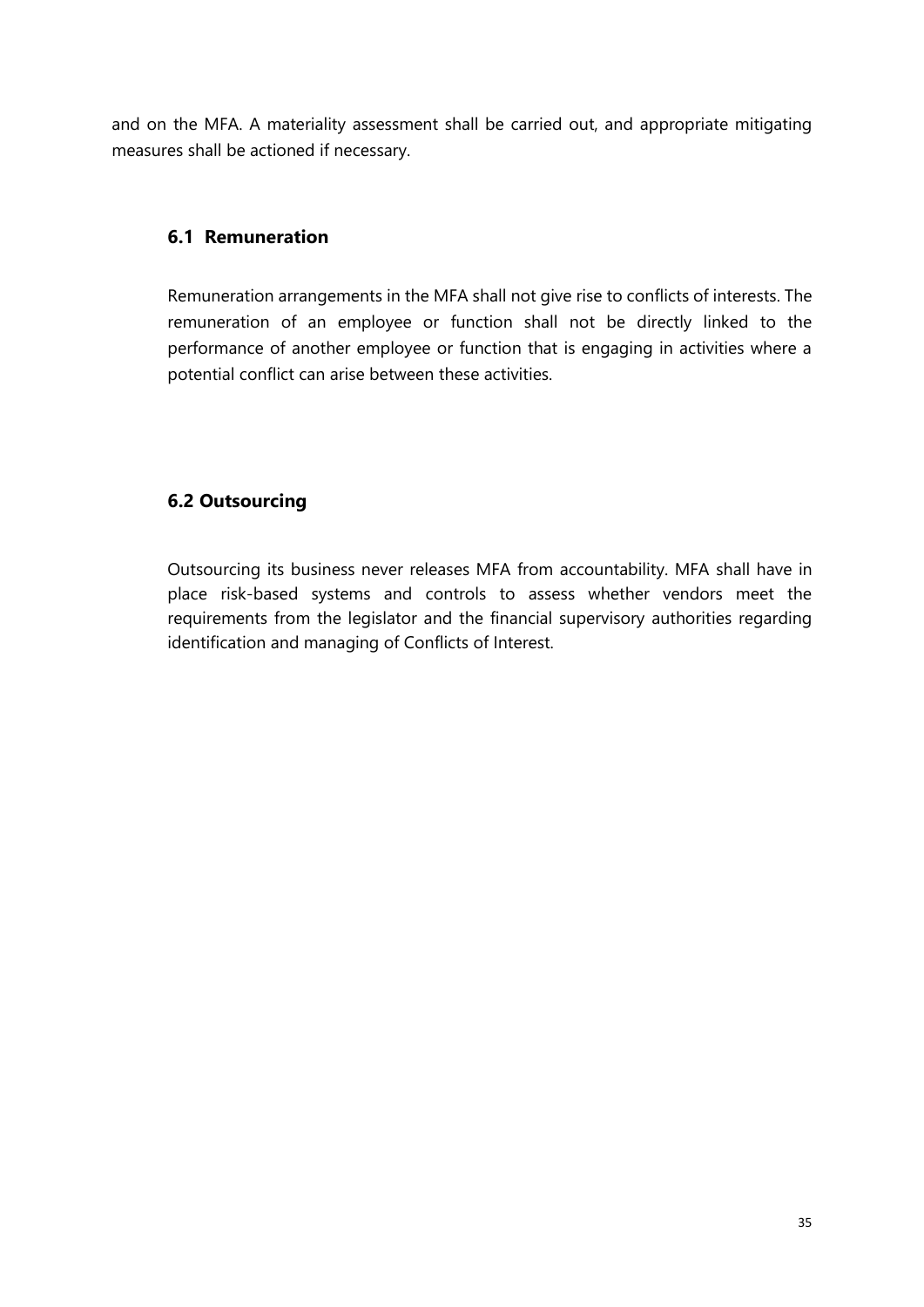and on the MFA. A materiality assessment shall be carried out, and appropriate mitigating measures shall be actioned if necessary.

### 6.1 Remuneration

Remuneration arrangements in the MFA shall not give rise to conflicts of interests. The remuneration of an employee or function shall not be directly linked to the performance of another employee or function that is engaging in activities where a potential conflict can arise between these activities.

### 6.2 Outsourcing

Outsourcing its business never releases MFA from accountability. MFA shall have in place risk-based systems and controls to assess whether vendors meet the requirements from the legislator and the financial supervisory authorities regarding identification and managing of Conflicts of Interest.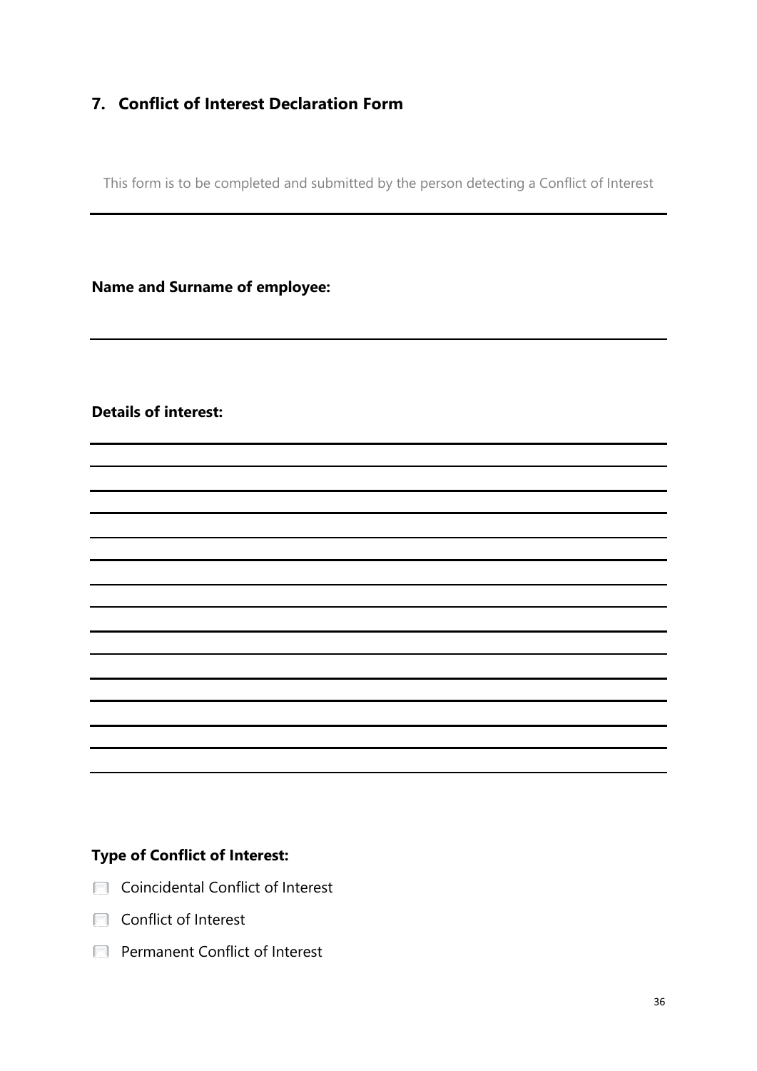## 7. Conflict of Interest Declaration Form

This form is to be completed and submitted by the person detecting a Conflict of Interest

**Name and Surname of employee:**

**Details of interest:**

**Type of Conflict of Interest:**

- ☐ Coincidental Conflict of Interest
- ☐ Conflict of Interest
- ☐ Permanent Conflict of Interest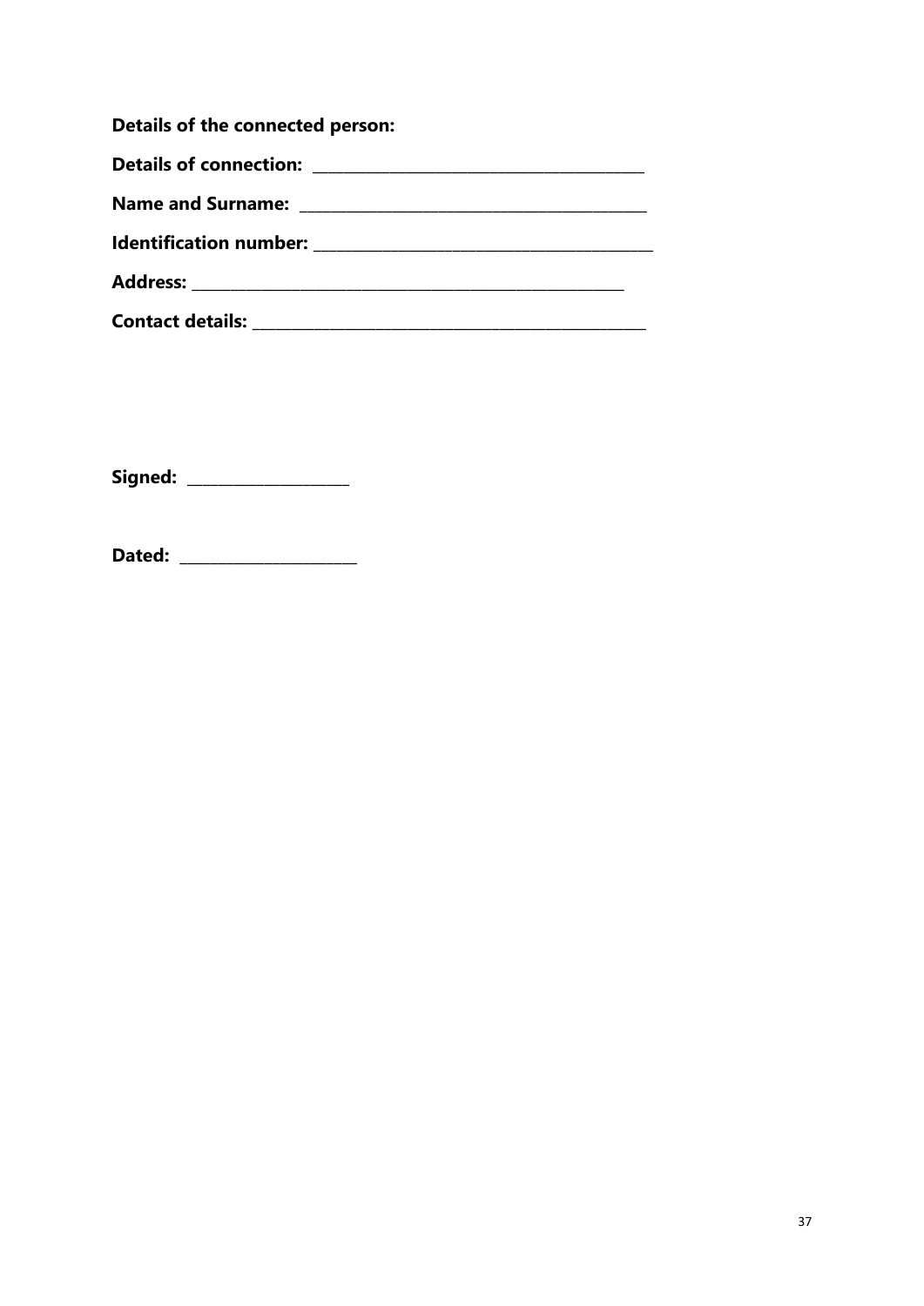**Details of the connected person:**

**Details of connection:** ______________________________________

**Name and Surname:** ________________________________________

**Identification number:** _______________________________________

**Address:** ___________________________________________________

**Contact details:** ____________________________________________

**Signed:** __________________

**Dated:** ____________________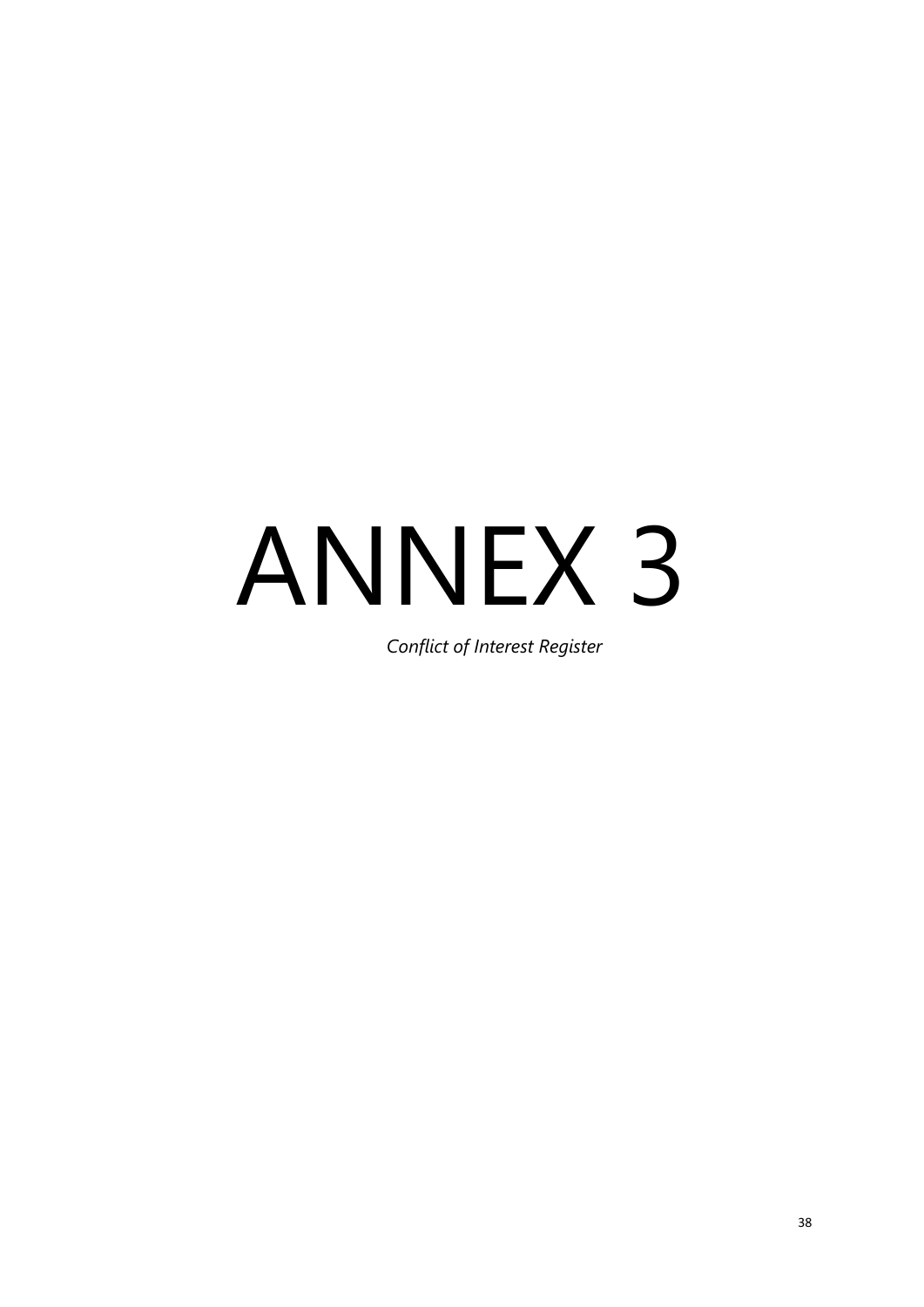# ANNEX 3

*Conflict of Interest Register*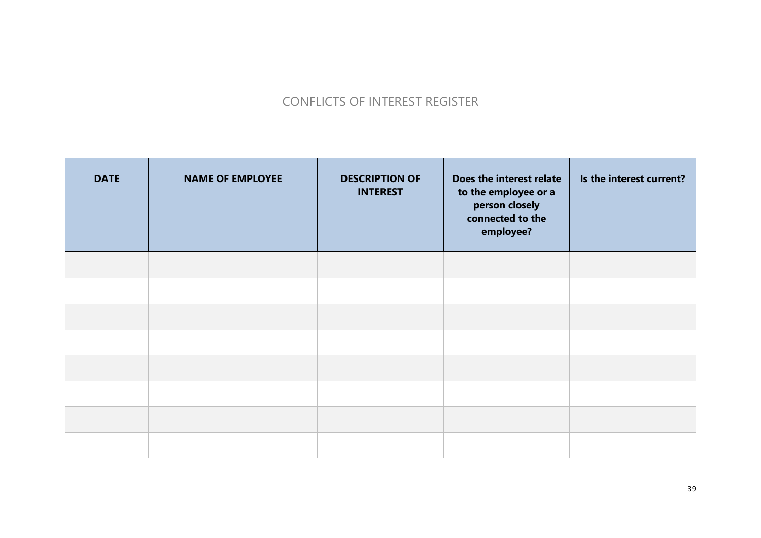# CONFLICTS OF INTEREST REGISTER

| DATE | NAME OF EMPLOYEE | DESCRIPTION OF INTEREST | Does the interest relate to the employee or a person closely connected to the employee? | Is the interest current? |
|---|---|---|---|---|
| | | | | |
| | | | | |
| | | | | |
| | | | | |
| | | | | |
| | | | | |
| | | | | |
| | | | | |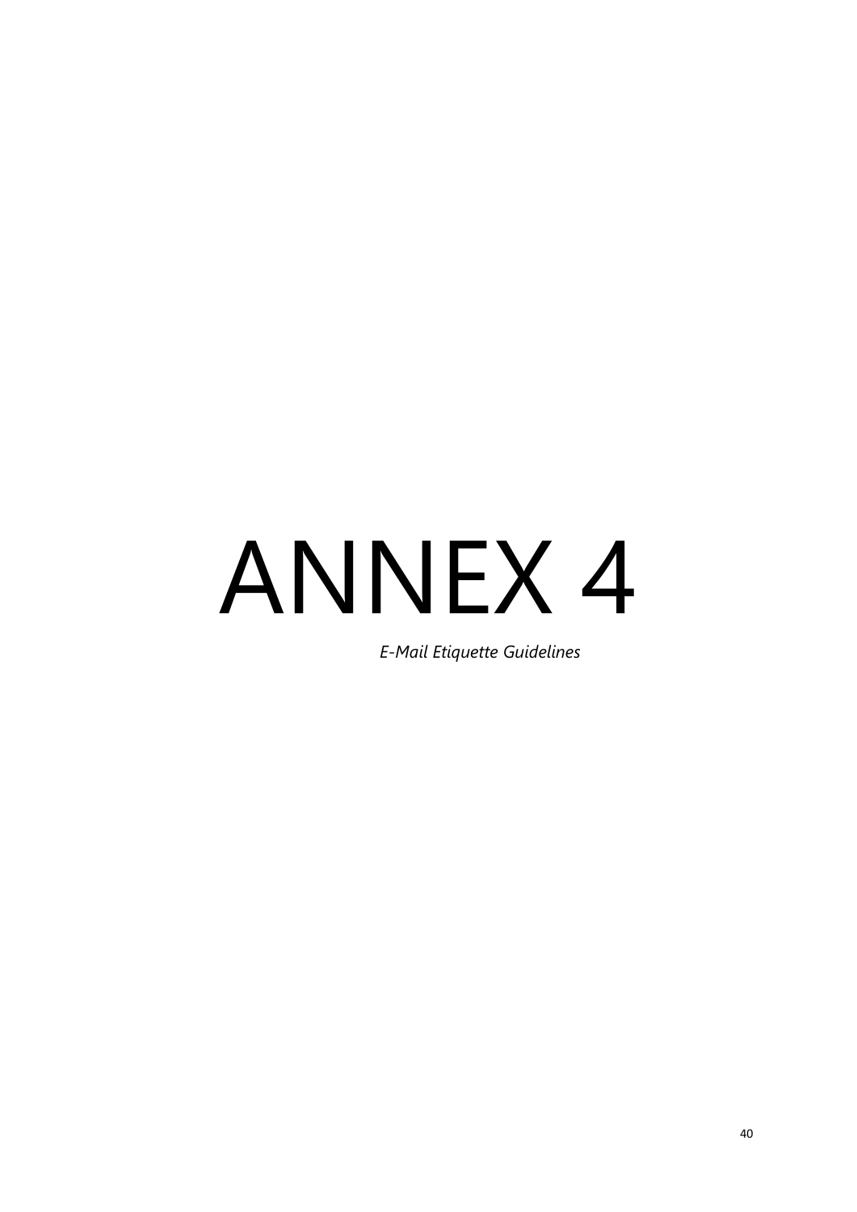# ANNEX 4

*E-Mail Etiquette Guidelines*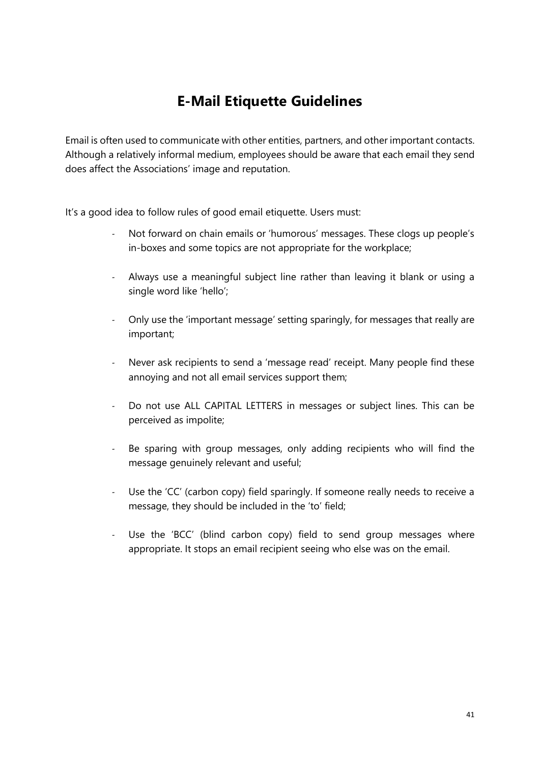# E-Mail Etiquette Guidelines

Email is often used to communicate with other entities, partners, and other important contacts. Although a relatively informal medium, employees should be aware that each email they send does affect the Associations' image and reputation.

It's a good idea to follow rules of good email etiquette. Users must:

- Not forward on chain emails or 'humorous' messages. These clogs up people's in-boxes and some topics are not appropriate for the workplace;
- Always use a meaningful subject line rather than leaving it blank or using a single word like 'hello';
- Only use the 'important message' setting sparingly, for messages that really are important;
- Never ask recipients to send a 'message read' receipt. Many people find these annoying and not all email services support them;
- Do not use ALL CAPITAL LETTERS in messages or subject lines. This can be perceived as impolite;
- Be sparing with group messages, only adding recipients who will find the message genuinely relevant and useful;
- Use the 'CC' (carbon copy) field sparingly. If someone really needs to receive a message, they should be included in the 'to' field;
- Use the 'BCC' (blind carbon copy) field to send group messages where appropriate. It stops an email recipient seeing who else was on the email.